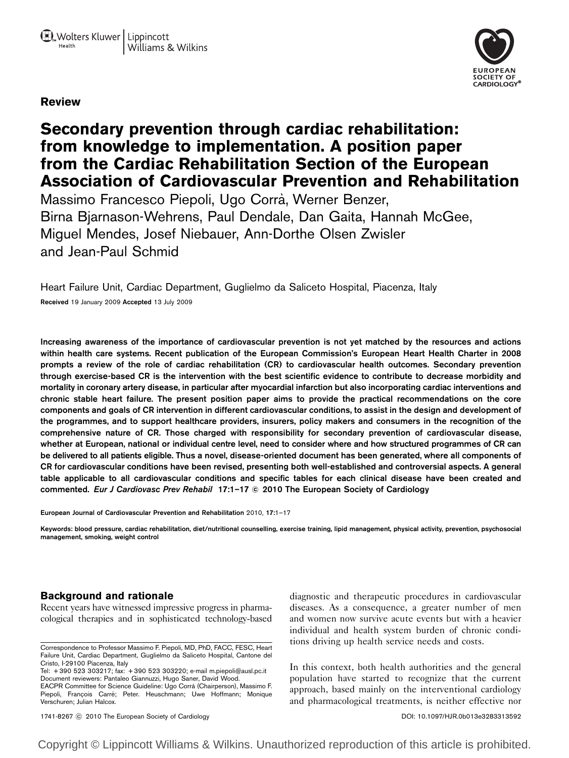Review

# Secondary prevention through cardiac rehabilitation: from knowledge to implementation. A position paper from the Cardiac Rehabilitation Section of the European Association of Cardiovascular Prevention and Rehabilitation

Massimo Francesco Piepoli, Ugo Corrà, Werner Benzer, Birna Bjarnason-Wehrens, Paul Dendale, Dan Gaita, Hannah McGee, Miguel Mendes, Josef Niebauer, Ann-Dorthe Olsen Zwisler and Jean-Paul Schmid

Heart Failure Unit, Cardiac Department, Guglielmo da Saliceto Hospital, Piacenza, Italy

**Received** 19 January 2009 **Accepted** 13 July 2009

**Increasing awareness of the importance of cardiovascular prevention is not yet matched by the resources and actions within health care systems. Recent publication of the European Commission's European Heart Health Charter in 2008 prompts a review of the role of cardiac rehabilitation (CR) to cardiovascular health outcomes. Secondary prevention through exercise-based CR is the intervention with the best scientific evidence to contribute to decrease morbidity and mortality in coronary artery disease, in particular after myocardial infarction but also incorporating cardiac interventions and chronic stable heart failure. The present position paper aims to provide the practical recommendations on the core components and goals of CR intervention in different cardiovascular conditions, to assist in the design and development of the programmes, and to support healthcare providers, insurers, policy makers and consumers in the recognition of the comprehensive nature of CR. Those charged with responsibility for secondary prevention of cardiovascular disease, whether at European, national or individual centre level, need to consider where and how structured programmes of CR can be delivered to all patients eligible. Thus a novel, disease-oriented document has been generated, where all components of CR for cardiovascular conditions have been revised, presenting both well-established and controversial aspects. A general table applicable to all cardiovascular conditions and specific tables for each clinical disease have been created and commented.** *Eur J Cardiovasc Prev Rehabil* **17:1–17 © 2010 The European Society of Cardiology**

**European Journal of Cardiovascular Prevention and Rehabilitation** 2010, **17**:1–17

**Keywords: blood pressure, cardiac rehabilitation, diet/nutritional counselling, exercise training, lipid management, physical activity, prevention, psychosocial management, smoking, weight control**

## Background and rationale

Recent years have witnessed impressive progress in pharmacological therapies and in sophisticated technology-based diagnostic and therapeutic procedures in cardiovascular diseases. As a consequence, a greater number of men and women now survive acute events but with a heavier individual and health system burden of chronic conditions driving up health service needs and costs.

In this context, both health authorities and the general population have started to recognize that the current approach, based mainly on the interventional cardiology and pharmacological treatments, is neither effective nor

Correspondence to Professor Massimo F. Piepoli, MD, PhD, FACC, FESC, Heart Failure Unit, Cardiac Department, Guglielmo da Saliceto Hospital, Cantone del Cristo, I-29100 Piacenza, Italy

Tel: +390 523 303217; fax: +390 523 303220; e-mail m.piepoli@ausl.pc.it

Document reviewers: Pantaleo Giannuzzi, Hugo Saner, David Wood.

EACPR Committee for Science Guideline: Ugo Corrà (Chairperson), Massimo F. Piepoli, François Carrè; Peter. Heuschmann; Uwe Hoffmann; Monique Verschuren; Julian Halcox.

1741-8267 © 2010 The European Society of Cardiology

DOI: 10.1097/HJR.0b013e3283313592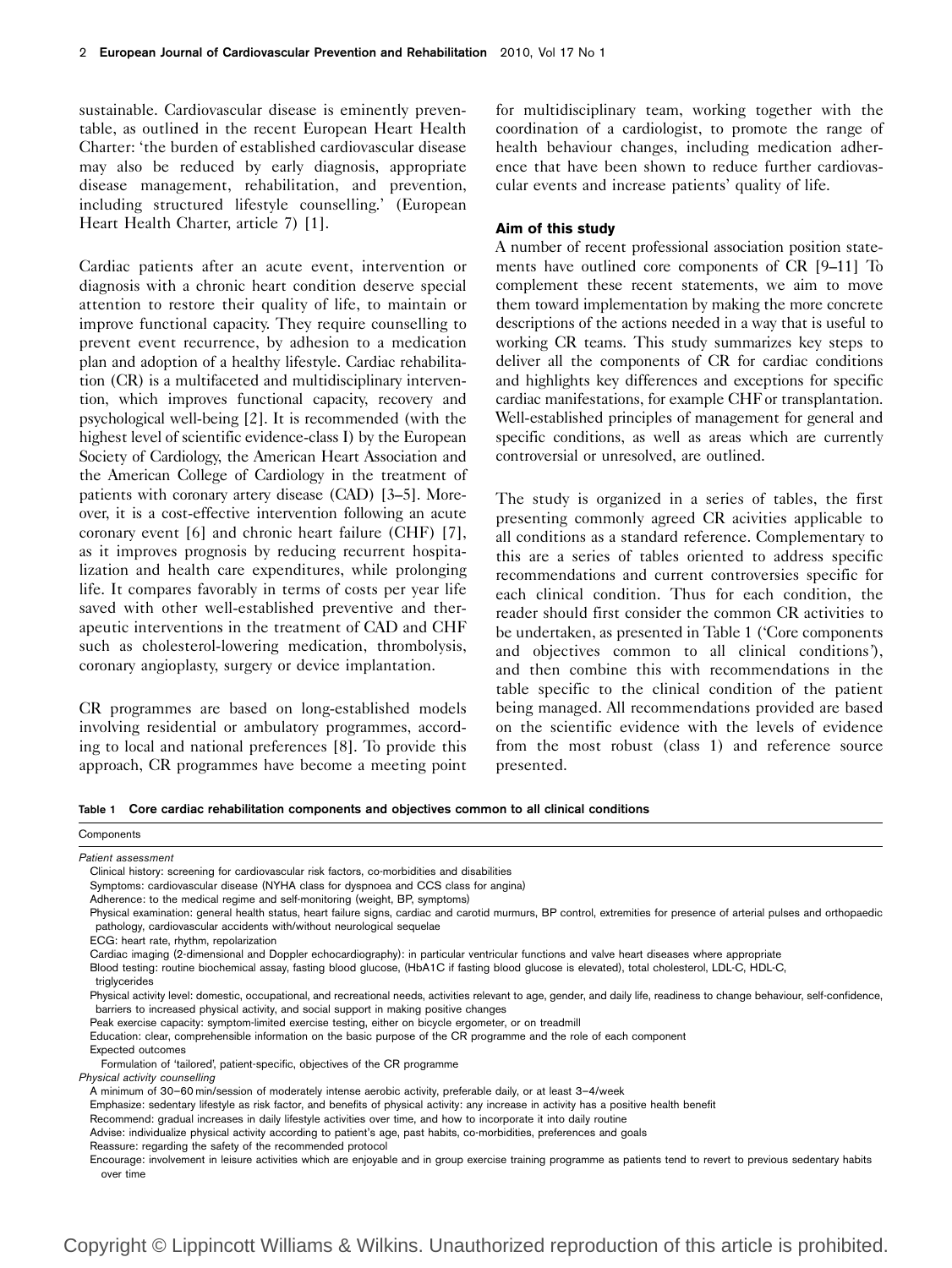sustainable. Cardiovascular disease is eminently preventable, as outlined in the recent European Heart Health Charter: 'the burden of established cardiovascular disease may also be reduced by early diagnosis, appropriate disease management, rehabilitation, and prevention, including structured lifestyle counselling.' (European Heart Health Charter, article 7) [1].

Cardiac patients after an acute event, intervention or diagnosis with a chronic heart condition deserve special attention to restore their quality of life, to maintain or improve functional capacity. They require counselling to prevent event recurrence, by adhesion to a medication plan and adoption of a healthy lifestyle. Cardiac rehabilitation (CR) is a multifaceted and multidisciplinary intervention, which improves functional capacity, recovery and psychological well-being [2]. It is recommended (with the highest level of scientific evidence-class I) by the European Society of Cardiology, the American Heart Association and the American College of Cardiology in the treatment of patients with coronary artery disease (CAD) [3–5]. Moreover, it is a cost-effective intervention following an acute coronary event [6] and chronic heart failure (CHF) [7], as it improves prognosis by reducing recurrent hospitalization and health care expenditures, while prolonging life. It compares favorably in terms of costs per year life saved with other well-established preventive and therapeutic interventions in the treatment of CAD and CHF such as cholesterol-lowering medication, thrombolysis, coronary angioplasty, surgery or device implantation.

CR programmes are based on long-established models involving residential or ambulatory programmes, according to local and national preferences [8]. To provide this approach, CR programmes have become a meeting point for multidisciplinary team, working together with the coordination of a cardiologist, to promote the range of health behaviour changes, including medication adherence that have been shown to reduce further cardiovascular events and increase patients' quality of life.

### Aim of this study

A number of recent professional association position statements have outlined core components of CR [9–11] To complement these recent statements, we aim to move them toward implementation by making the more concrete descriptions of the actions needed in a way that is useful to working CR teams. This study summarizes key steps to deliver all the components of CR for cardiac conditions and highlights key differences and exceptions for specific cardiac manifestations, for example CHF or transplantation. Well-established principles of management for general and specific conditions, as well as areas which are currently controversial or unresolved, are outlined.

The study is organized in a series of tables, the first presenting commonly agreed CR acivities applicable to all conditions as a standard reference. Complementary to this are a series of tables oriented to address specific recommendations and current controversies specific for each clinical condition. Thus for each condition, the reader should first consider the common CR activities to be undertaken, as presented in Table 1 ('Core components and objectives common to all clinical conditions'), and then combine this with recommendations in the table specific to the clinical condition of the patient being managed. All recommendations provided are based on the scientific evidence with the levels of evidence from the most robust (class 1) and reference source presented.

**Table 1 Core cardiac rehabilitation components and objectives common to all clinical conditions**

| Components |
|---|
| *Patient assessment* |
| Clinical history: screening for cardiovascular risk factors, co-morbidities and disabilities |
| Symptoms: cardiovascular disease (NYHA class for dyspnoea and CCS class for angina) |
| Adherence: to the medical regime and self-monitoring (weight, BP, symptoms) |
| Physical examination: general health status, heart failure signs, cardiac and carotid murmurs, BP control, extremities for presence of arterial pulses and orthopaedic pathology, cardiovascular accidents with/without neurological sequelae |
| ECG: heart rate, rhythm, repolarization |
| Cardiac imaging (2-dimensional and Doppler echocardiography): in particular ventricular functions and valve heart diseases where appropriate |
| Blood testing: routine biochemical assay, fasting blood glucose, (HbA1C if fasting blood glucose is elevated), total cholesterol, LDL-C, HDL-C, triglycerides |
| Physical activity level: domestic, occupational, and recreational needs, activities relevant to age, gender, and daily life, readiness to change behaviour, self-confidence, barriers to increased physical activity, and social support in making positive changes |
| Peak exercise capacity: symptom-limited exercise testing, either on bicycle ergometer, or on treadmill |
| Education: clear, comprehensible information on the basic purpose of the CR programme and the role of each component |
| Expected outcomes |
| Formulation of 'tailored', patient-specific, objectives of the CR programme |
| *Physical activity counselling* |
| A minimum of 30–60 min/session of moderately intense aerobic activity, preferable daily, or at least 3–4/week |
| Emphasize: sedentary lifestyle as risk factor, and benefits of physical activity: any increase in activity has a positive health benefit |
| Recommend: gradual increases in daily lifestyle activities over time, and how to incorporate it into daily routine |
| Advise: individualize physical activity according to patient's age, past habits, co-morbidities, preferences and goals |
| Reassure: regarding the safety of the recommended protocol |
| Encourage: involvement in leisure activities which are enjoyable and in group exercise training programme as patients tend to revert to previous sedentary habits over time |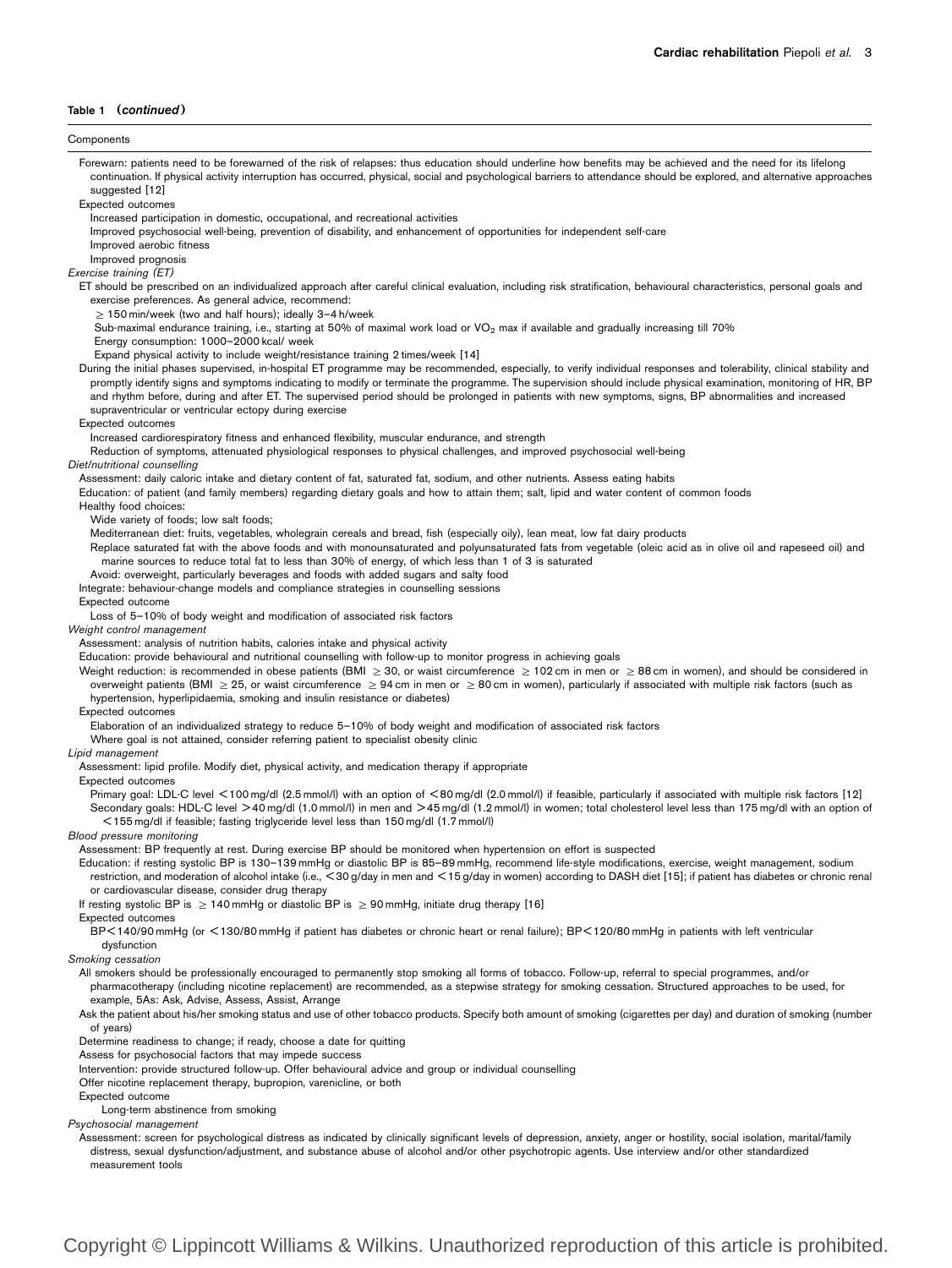**Table 1 (*continued*)**

Components

Forewarn: patients need to be forewarned of the risk of relapses: thus education should underline how benefits may be achieved and the need for its lifelong continuation. If physical activity interruption has occurred, physical, social and psychological barriers to attendance should be explored, and alternative approaches suggested [12]

Expected outcomes

- Increased participation in domestic, occupational, and recreational activities
- Improved psychosocial well-being, prevention of disability, and enhancement of opportunities for independent self-care
- Improved aerobic fitness
- Improved prognosis

*Exercise training (ET)*

ET should be prescribed on an individualized approach after careful clinical evaluation, including risk stratification, behavioural characteristics, personal goals and exercise preferences. As general advice, recommend:

- $\geq$ 150 min/week (two and half hours); ideally 3–4 h/week
- Sub-maximal endurance training, i.e., starting at 50% of maximal work load or $VO_2$ max if available and gradually increasing till 70%
- Energy consumption: 1000–2000 kcal/ week
- Expand physical activity to include weight/resistance training 2 times/week [14]

During the initial phases supervised, in-hospital ET programme may be recommended, especially, to verify individual responses and tolerability, clinical stability and promptly identify signs and symptoms indicating to modify or terminate the programme. The supervision should include physical examination, monitoring of HR, BP and rhythm before, during and after ET. The supervised period should be prolonged in patients with new symptoms, signs, BP abnormalities and increased supraventricular or ventricular ectopy during exercise

Expected outcomes

- Increased cardiorespiratory fitness and enhanced flexibility, muscular endurance, and strength
- Reduction of symptoms, attenuated physiological responses to physical challenges, and improved psychosocial well-being

*Diet/nutritional counselling*

Assessment: daily caloric intake and dietary content of fat, saturated fat, sodium, and other nutrients. Assess eating habits

Education: of patient (and family members) regarding dietary goals and how to attain them; salt, lipid and water content of common foods

Healthy food choices:

- Wide variety of foods; low salt foods;
- Mediterranean diet: fruits, vegetables, wholegrain cereals and bread, fish (especially oily), lean meat, low fat dairy products
- Replace saturated fat with the above foods and with monounsaturated and polyunsaturated fats from vegetable (oleic acid as in olive oil and rapeseed oil) and marine sources to reduce total fat to less than 30% of energy, of which less than 1 of 3 is saturated
- Avoid: overweight, particularly beverages and foods with added sugars and salty food

Integrate: behaviour-change models and compliance strategies in counselling sessions

Expected outcome

- Loss of 5–10% of body weight and modification of associated risk factors

*Weight control management*

Assessment: analysis of nutrition habits, calories intake and physical activity

Education: provide behavioural and nutritional counselling with follow-up to monitor progress in achieving goals

Weight reduction: is recommended in obese patients (BMI $\geq$ 30, or waist circumference $\geq$ 102 cm in men or $\geq$ 88 cm in women), and should be considered in overweight patients (BMI $\geq$ 25, or waist circumference $\geq$ 94 cm in men or $\geq$ 80 cm in women), particularly if associated with multiple risk factors (such as hypertension, hyperlipidaemia, smoking and insulin resistance or diabetes)

Expected outcomes

- Elaboration of an individualized strategy to reduce 5–10% of body weight and modification of associated risk factors
- Where goal is not attained, consider referring patient to specialist obesity clinic

*Lipid management*

Assessment: lipid profile. Modify diet, physical activity, and medication therapy if appropriate

Expected outcomes

- Primary goal: LDL-C level < 100 mg/dl (2.5 mmol/l) with an option of < 80 mg/dl (2.0 mmol/l) if feasible, particularly if associated with multiple risk factors [12]
- Secondary goals: HDL-C level > 40 mg/dl (1.0 mmol/l) in men and > 45 mg/dl (1.2 mmol/l) in women; total cholesterol level less than 175 mg/dl with an option of < 155 mg/dl if feasible; fasting triglyceride level less than 150 mg/dl (1.7 mmol/l)

*Blood pressure monitoring*

Assessment: BP frequently at rest. During exercise BP should be monitored when hypertension on effort is suspected

Education: if resting systolic BP is 130–139 mmHg or diastolic BP is 85–89 mmHg, recommend life-style modifications, exercise, weight management, sodium restriction, and moderation of alcohol intake (i.e., < 30 g/day in men and < 15 g/day in women) according to DASH diet [15]; if patient has diabetes or chronic renal or cardiovascular disease, consider drug therapy

If resting systolic BP is $\geq$ 140 mmHg or diastolic BP is $\geq$ 90 mmHg, initiate drug therapy [16]

Expected outcomes

- BP < 140/90 mmHg (or < 130/80 mmHg if patient has diabetes or chronic heart or renal failure); BP < 120/80 mmHg in patients with left ventricular dysfunction

*Smoking cessation*

All smokers should be professionally encouraged to permanently stop smoking all forms of tobacco. Follow-up, referral to special programmes, and/or pharmacotherapy (including nicotine replacement) are recommended, as a stepwise strategy for smoking cessation. Structured approaches to be used, for example, 5As: Ask, Advise, Assess, Assist, Arrange

Ask the patient about his/her smoking status and use of other tobacco products. Specify both amount of smoking (cigarettes per day) and duration of smoking (number of years)

Determine readiness to change; if ready, choose a date for quitting

Assess for psychosocial factors that may impede success

Intervention: provide structured follow-up. Offer behavioural advice and group or individual counselling

Offer nicotine replacement therapy, bupropion, varenicline, or both

Expected outcome

- Long-term abstinence from smoking

*Psychosocial management*

Assessment: screen for psychological distress as indicated by clinically significant levels of depression, anxiety, anger or hostility, social isolation, marital/family distress, sexual dysfunction/adjustment, and substance abuse of alcohol and/or other psychotropic agents. Use interview and/or other standardized measurement tools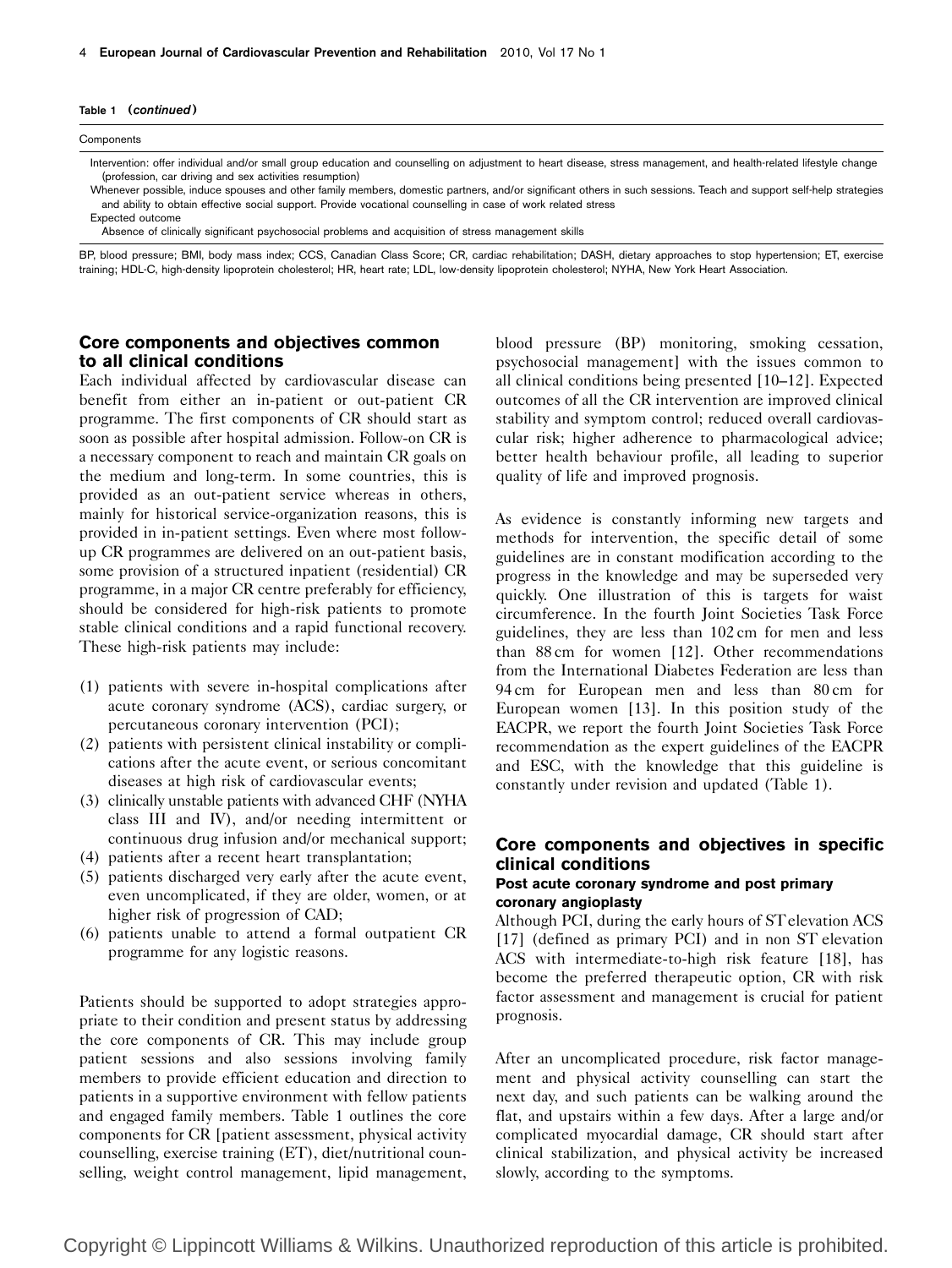**Table 1** (*continued*)

| Components |
| --- |
| Intervention: offer individual and/or small group education and counselling on adjustment to heart disease, stress management, and health-related lifestyle change (profession, car driving and sex activities resumption) |
| Whenever possible, induce spouses and other family members, domestic partners, and/or significant others in such sessions. Teach and support self-help strategies and ability to obtain effective social support. Provide vocational counselling in case of work related stress |
| Expected outcome |
| Absence of clinically significant psychosocial problems and acquisition of stress management skills |

BP, blood pressure; BMI, body mass index; CCS, Canadian Class Score; CR, cardiac rehabilitation; DASH, dietary approaches to stop hypertension; ET, exercise training; HDL-C, high-density lipoprotein cholesterol; HR, heart rate; LDL, low-density lipoprotein cholesterol; NYHA, New York Heart Association.

## Core components and objectives common to all clinical conditions

Each individual affected by cardiovascular disease can benefit from either an in-patient or out-patient CR programme. The first components of CR should start as soon as possible after hospital admission. Follow-on CR is a necessary component to reach and maintain CR goals on the medium and long-term. In some countries, this is provided as an out-patient service whereas in others, mainly for historical service-organization reasons, this is provided in in-patient settings. Even where most follow-up CR programmes are delivered on an out-patient basis, some provision of a structured inpatient (residential) CR programme, in a major CR centre preferably for efficiency, should be considered for high-risk patients to promote stable clinical conditions and a rapid functional recovery. These high-risk patients may include:

(1) patients with severe in-hospital complications after acute coronary syndrome (ACS), cardiac surgery, or percutaneous coronary intervention (PCI);
(2) patients with persistent clinical instability or complications after the acute event, or serious concomitant diseases at high risk of cardiovascular events;
(3) clinically unstable patients with advanced CHF (NYHA class III and IV), and/or needing intermittent or continuous drug infusion and/or mechanical support;
(4) patients after a recent heart transplantation;
(5) patients discharged very early after the acute event, even uncomplicated, if they are older, women, or at higher risk of progression of CAD;
(6) patients unable to attend a formal outpatient CR programme for any logistic reasons.

Patients should be supported to adopt strategies appropriate to their condition and present status by addressing the core components of CR. This may include group patient sessions and also sessions involving family members to provide efficient education and direction to patients in a supportive environment with fellow patients and engaged family members. Table 1 outlines the core components for CR [patient assessment, physical activity counselling, exercise training (ET), diet/nutritional counselling, weight control management, lipid management, blood pressure (BP) monitoring, smoking cessation, psychosocial management] with the issues common to all clinical conditions being presented [10–12]. Expected outcomes of all the CR intervention are improved clinical stability and symptom control; reduced overall cardiovascular risk; higher adherence to pharmacological advice; better health behaviour profile, all leading to superior quality of life and improved prognosis.

As evidence is constantly informing new targets and methods for intervention, the specific detail of some guidelines are in constant modification according to the progress in the knowledge and may be superseded very quickly. One illustration of this is targets for waist circumference. In the fourth Joint Societies Task Force guidelines, they are less than 102 cm for men and less than 88 cm for women [12]. Other recommendations from the International Diabetes Federation are less than 94 cm for European men and less than 80 cm for European women [13]. In this position study of the EACPR, we report the fourth Joint Societies Task Force recommendation as the expert guidelines of the EACPR and ESC, with the knowledge that this guideline is constantly under revision and updated (Table 1).

## Core components and objectives in specific clinical conditions

### Post acute coronary syndrome and post primary coronary angioplasty

Although PCI, during the early hours of ST elevation ACS [17] (defined as primary PCI) and in non ST elevation ACS with intermediate-to-high risk feature [18], has become the preferred therapeutic option, CR with risk factor assessment and management is crucial for patient prognosis.

After an uncomplicated procedure, risk factor management and physical activity counselling can start the next day, and such patients can be walking around the flat, and upstairs within a few days. After a large and/or complicated myocardial damage, CR should start after clinical stabilization, and physical activity be increased slowly, according to the symptoms.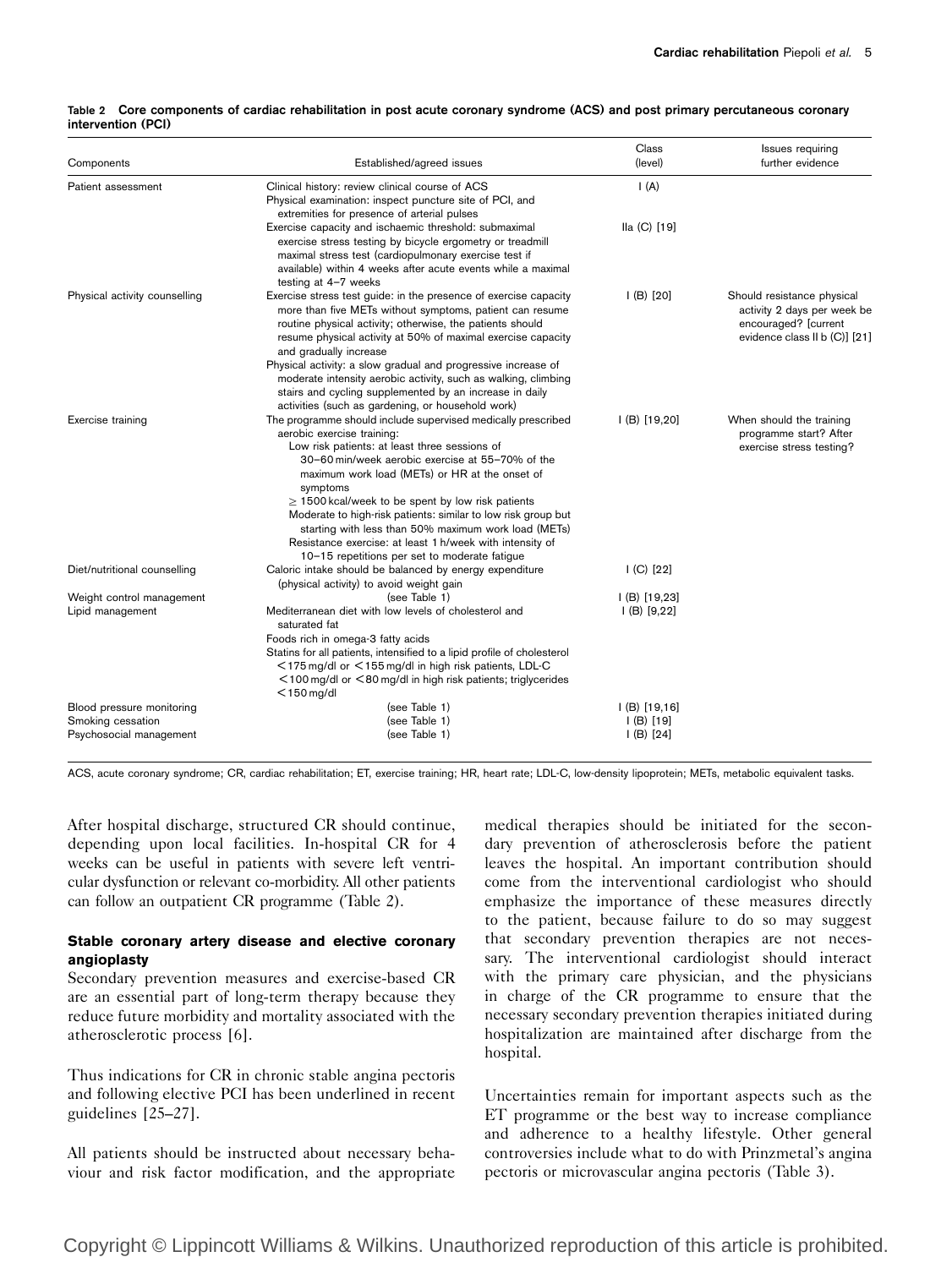**Table 2 Core components of cardiac rehabilitation in post acute coronary syndrome (ACS) and post primary percutaneous coronary intervention (PCI)**

| Components | Established/agreed issues | Class (level) | Issues requiring further evidence |
|---|---|---|---|
| Patient assessment | Clinical history: review clinical course of ACS<br>Physical examination: inspect puncture site of PCI, and extremities for presence of arterial pulses | I (A) | |
| | Exercise capacity and ischaemic threshold: submaximal exercise stress testing by bicycle ergometry or treadmill maximal stress test (cardiopulmonary exercise test if available) within 4 weeks after acute events while a maximal testing at 4–7 weeks | IIa (C) [19] | |
| Physical activity counselling | Exercise stress test guide: in the presence of exercise capacity more than five METs without symptoms, patient can resume routine physical activity; otherwise, the patients should resume physical activity at 50% of maximal exercise capacity and gradually increase<br>Physical activity: a slow gradual and progressive increase of moderate intensity aerobic activity, such as walking, climbing stairs and cycling supplemented by an increase in daily activities (such as gardening, or household work) | I (B) [20] | Should resistance physical activity 2 days per week be encouraged? [current evidence class II b (C)] [21] |
| Exercise training | The programme should include supervised medically prescribed aerobic exercise training:<br>Low risk patients: at least three sessions of 30–60 min/week aerobic exercise at 55–70% of the maximum work load (METs) or HR at the onset of symptoms<br>$\geq$ 1500 kcal/week to be spent by low risk patients<br>Moderate to high-risk patients: similar to low risk group but starting with less than 50% maximum work load (METs)<br>Resistance exercise: at least 1 h/week with intensity of 10–15 repetitions per set to moderate fatigue | I (B) [19,20] | When should the training programme start? After exercise stress testing? |
| Diet/nutritional counselling | Caloric intake should be balanced by energy expenditure (physical activity) to avoid weight gain | I (C) [22] | |
| Weight control management | (see Table 1) | I (B) [19,23] | |
| Lipid management | Mediterranean diet with low levels of cholesterol and saturated fat<br>Foods rich in omega-3 fatty acids<br>Statins for all patients, intensified to a lipid profile of cholesterol <175 mg/dl or <155 mg/dl in high risk patients, LDL-C <100 mg/dl or <80 mg/dl in high risk patients; triglycerides <150 mg/dl | I (B) [9,22] | |
| Blood pressure monitoring | (see Table 1) | I (B) [19,16] | |
| Smoking cessation | (see Table 1) | I (B) [19] | |
| Psychosocial management | (see Table 1) | I (B) [24] | |

ACS, acute coronary syndrome; CR, cardiac rehabilitation; ET, exercise training; HR, heart rate; LDL-C, low-density lipoprotein; METs, metabolic equivalent tasks.

After hospital discharge, structured CR should continue, depending upon local facilities. In-hospital CR for 4 weeks can be useful in patients with severe left ventricular dysfunction or relevant co-morbidity. All other patients can follow an outpatient CR programme (Table 2).

### Stable coronary artery disease and elective coronary angioplasty

Secondary prevention measures and exercise-based CR are an essential part of long-term therapy because they reduce future morbidity and mortality associated with the atherosclerotic process [6].

Thus indications for CR in chronic stable angina pectoris and following elective PCI has been underlined in recent guidelines [25–27].

All patients should be instructed about necessary behaviour and risk factor modification, and the appropriate medical therapies should be initiated for the secondary prevention of atherosclerosis before the patient leaves the hospital. An important contribution should come from the interventional cardiologist who should emphasize the importance of these measures directly to the patient, because failure to do so may suggest that secondary prevention therapies are not necessary. The interventional cardiologist should interact with the primary care physician, and the physicians in charge of the CR programme to ensure that the necessary secondary prevention therapies initiated during hospitalization are maintained after discharge from the hospital.

Uncertainties remain for important aspects such as the ET programme or the best way to increase compliance and adherence to a healthy lifestyle. Other general controversies include what to do with Prinzmetal's angina pectoris or microvascular angina pectoris (Table 3).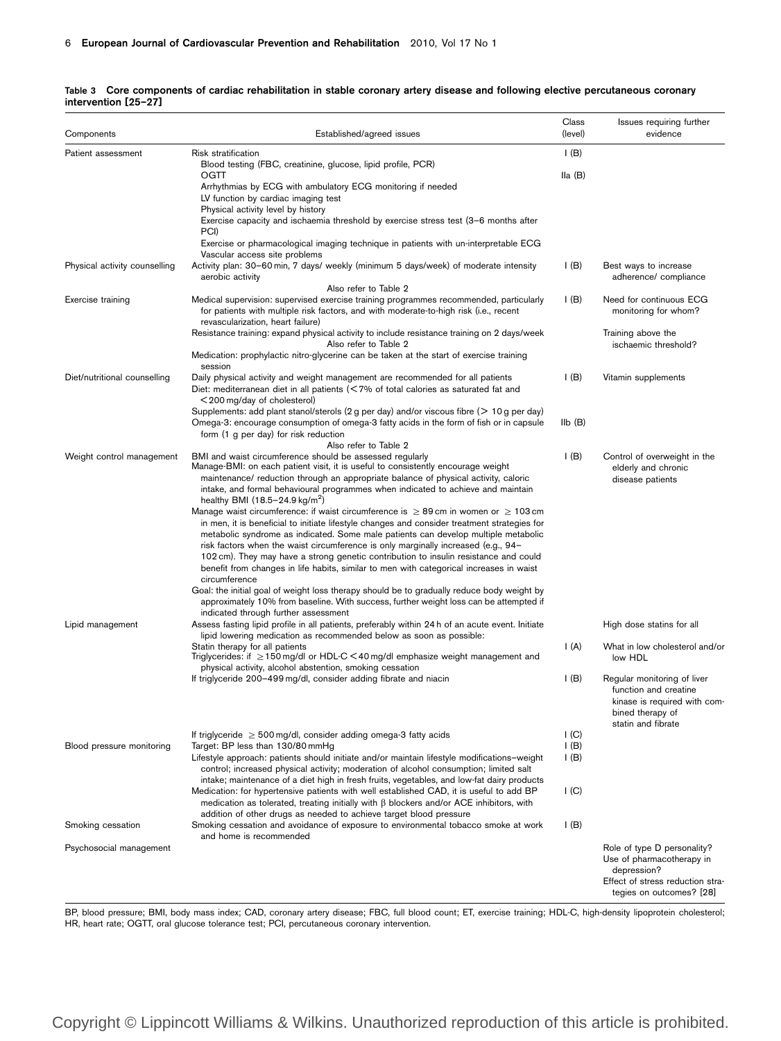**Table 3 Core components of cardiac rehabilitation in stable coronary artery disease and following elective percutaneous coronary intervention [25–27]**

| Components | Established/agreed issues | Class (level) | Issues requiring further evidence |
|---|---|---|---|
| Patient assessment | Risk stratification | I (B) | |
| | Blood testing (FBC, creatinine, glucose, lipid profile, PCR) | | |
| | OGTT | IIa (B) | |
| | Arrhythmias by ECG with ambulatory ECG monitoring if needed | | |
| | LV function by cardiac imaging test | | |
| | Physical activity level by history | | |
| | Exercise capacity and ischaemia threshold by exercise stress test (3–6 months after PCI) | | |
| | Exercise or pharmacological imaging technique in patients with un-interpretable ECG | | |
| | Vascular access site problems | | |
| Physical activity counselling | Activity plan: 30–60 min, 7 days/ weekly (minimum 5 days/week) of moderate intensity aerobic activity | I (B) | Best ways to increase adherence/ compliance |
| | Also refer to Table 2 | | |
| Exercise training | Medical supervision: supervised exercise training programmes recommended, particularly for patients with multiple risk factors, and with moderate-to-high risk (i.e., recent revascularization, heart failure) | I (B) | Need for continuous ECG monitoring for whom? |
| | Resistance training: expand physical activity to include resistance training on 2 days/week | | Training above the ischaemic threshold? |
| | Also refer to Table 2 | | |
| | Medication: prophylactic nitro-glycerine can be taken at the start of exercise training session | | |
| Diet/nutritional counselling | Daily physical activity and weight management are recommended for all patients | I (B) | Vitamin supplements |
| | Diet: mediterranean diet in all patients (< 7% of total calories as saturated fat and < 200 mg/day of cholesterol) | | |
| | Supplements: add plant stanol/sterols (2 g per day) and/or viscous fibre (> 10 g per day) | | |
| | Omega-3: encourage consumption of omega-3 fatty acids in the form of fish or in capsule form (1 g per day) for risk reduction | IIb (B) | |
| | Also refer to Table 2 | | |
| Weight control management | BMI and waist circumference should be assessed regularly | I (B) | Control of overweight in the elderly and chronic disease patients |
| | Manage-BMI: on each patient visit, it is useful to consistently encourage weight maintenance/ reduction through an appropriate balance of physical activity, caloric intake, and formal behavioural programmes when indicated to achieve and maintain healthy BMI (18.5–24.9 kg/m$^2$) | | |
| | Manage waist circumference: if waist circumference is $\geq$ 89 cm in women or $\geq$ 103 cm in men, it is beneficial to initiate lifestyle changes and consider treatment strategies for metabolic syndrome as indicated. Some male patients can develop multiple metabolic risk factors when the waist circumference is only marginally increased (e.g., 94–102 cm). They may have a strong genetic contribution to insulin resistance and could benefit from changes in life habits, similar to men with categorical increases in waist circumference | | |
| | Goal: the initial goal of weight loss therapy should be to gradually reduce body weight by approximately 10% from baseline. With success, further weight loss can be attempted if indicated through further assessment | | |
| Lipid management | Assess fasting lipid profile in all patients, preferably within 24 h of an acute event. Initiate lipid lowering medication as recommended below as soon as possible: | | High dose statins for all |
| | Statin therapy for all patients | I (A) | What in low cholesterol and/or low HDL |
| | Triglycerides: if $\geq$ 150 mg/dl or HDL-C < 40 mg/dl emphasize weight management and physical activity, alcohol abstention, smoking cessation | | |
| | If triglyceride 200–499 mg/dl, consider adding fibrate and niacin | I (B) | Regular monitoring of liver function and creatine kinase is required with combined therapy of statin and fibrate |
| | If triglyceride $\geq$ 500 mg/dl, consider adding omega-3 fatty acids | I (C) | |
| Blood pressure monitoring | Target: BP less than 130/80 mmHg | I (B) | |
| | Lifestyle approach: patients should initiate and/or maintain lifestyle modifications–weight control; increased physical activity; moderation of alcohol consumption; limited salt intake; maintenance of a diet high in fresh fruits, vegetables, and low-fat dairy products | I (B) | |
| | Medication: for hypertensive patients with well established CAD, it is useful to add BP medication as tolerated, treating initially with β blockers and/or ACE inhibitors, with addition of other drugs as needed to achieve target blood pressure | I (C) | |
| Smoking cessation | Smoking cessation and avoidance of exposure to environmental tobacco smoke at work and home is recommended | I (B) | |
| Psychosocial management | | | Role of type D personality? Use of pharmacotherapy in depression? Effect of stress reduction strategies on outcomes? [28] |

BP, blood pressure; BMI, body mass index; CAD, coronary artery disease; FBC, full blood count; ET, exercise training; HDL-C, high-density lipoprotein cholesterol; HR, heart rate; OGTT, oral glucose tolerance test; PCI, percutaneous coronary intervention.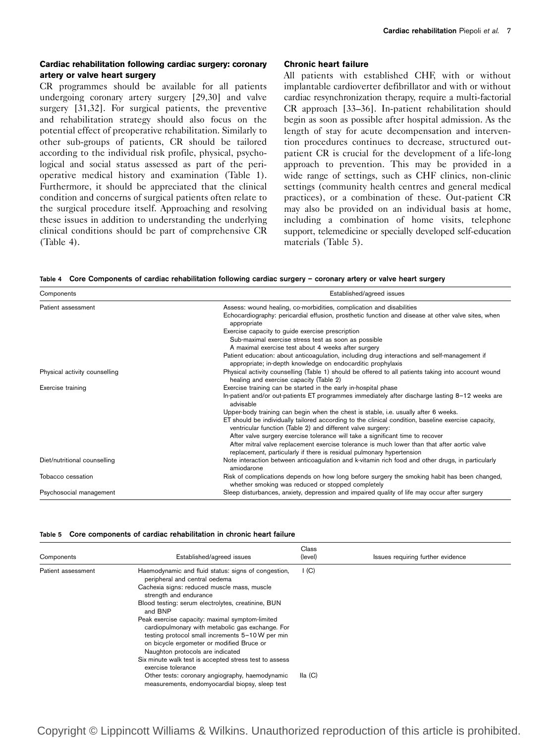### Cardiac rehabilitation following cardiac surgery: coronary artery or valve heart surgery

CR programmes should be available for all patients undergoing coronary artery surgery [29,30] and valve surgery [31,32]. For surgical patients, the preventive and rehabilitation strategy should also focus on the potential effect of preoperative rehabilitation. Similarly to other sub-groups of patients, CR should be tailored according to the individual risk profile, physical, psychological and social status assessed as part of the perioperative medical history and examination (Table 1). Furthermore, it should be appreciated that the clinical condition and concerns of surgical patients often relate to the surgical procedure itself. Approaching and resolving these issues in addition to understanding the underlying clinical conditions should be part of comprehensive CR (Table 4).

### Chronic heart failure

All patients with established CHF, with or without implantable cardioverter defibrillator and with or without cardiac resynchronization therapy, require a multi-factorial CR approach [33–36]. In-patient rehabilitation should begin as soon as possible after hospital admission. As the length of stay for acute decompensation and intervention procedures continues to decrease, structured outpatient CR is crucial for the development of a life-long approach to prevention. This may be provided in a wide range of settings, such as CHF clinics, non-clinic settings (community health centres and general medical practices), or a combination of these. Out-patient CR may also be provided on an individual basis at home, including a combination of home visits, telephone support, telemedicine or specially developed self-education materials (Table 5).

**Table 4 Core Components of cardiac rehabilitation following cardiac surgery – coronary artery or valve heart surgery**

| Components | Established/agreed issues |
|---|---|
| Patient assessment | Assess: wound healing, co-morbidities, complication and disabilities<br>Echocardiography: pericardial effusion, prosthetic function and disease at other valve sites, when appropriate<br>Exercise capacity to guide exercise prescription<br>Sub-maximal exercise stress test as soon as possible<br>A maximal exercise test about 4 weeks after surgery<br>Patient education: about anticoagulation, including drug interactions and self-management if appropriate; in-depth knowledge on endocarditic prophylaxis |
| Physical activity counselling | Physical activity counselling (Table 1) should be offered to all patients taking into account wound healing and exercise capacity (Table 2) |
| Exercise training | Exercise training can be started in the early in-hospital phase<br>In-patient and/or out-patients ET programmes immediately after discharge lasting 8–12 weeks are advisable<br>Upper-body training can begin when the chest is stable, i.e. usually after 6 weeks.<br>ET should be individually tailored according to the clinical condition, baseline exercise capacity, ventricular function (Table 2) and different valve surgery:<br>After valve surgery exercise tolerance will take a significant time to recover<br>After mitral valve replacement exercise tolerance is much lower than that after aortic valve replacement, particularly if there is residual pulmonary hypertension |
| Diet/nutritional counselling | Note interaction between anticoagulation and k-vitamin rich food and other drugs, in particularly amiodarone |
| Tobacco cessation | Risk of complications depends on how long before surgery the smoking habit has been changed, whether smoking was reduced or stopped completely |
| Psychosocial management | Sleep disturbances, anxiety, depression and impaired quality of life may occur after surgery |

**Table 5 Core components of cardiac rehabilitation in chronic heart failure**

| Components | Established/agreed issues | Class (level) | Issues requiring further evidence |
|---|---|---|---|
| Patient assessment | Haemodynamic and fluid status: signs of congestion, peripheral and central oedema<br>Cachexia signs: reduced muscle mass, muscle strength and endurance<br>Blood testing: serum electrolytes, creatinine, BUN and BNP<br>Peak exercise capacity: maximal symptom-limited cardiopulmonary with metabolic gas exchange. For testing protocol small increments 5–10 W per min on bicycle ergometer or modified Bruce or Naughton protocols are indicated<br>Six minute walk test is accepted stress test to assess exercise tolerance | I (C) | |
| | Other tests: coronary angiography, haemodynamic measurements, endomyocardial biopsy, sleep test | IIa (C) | |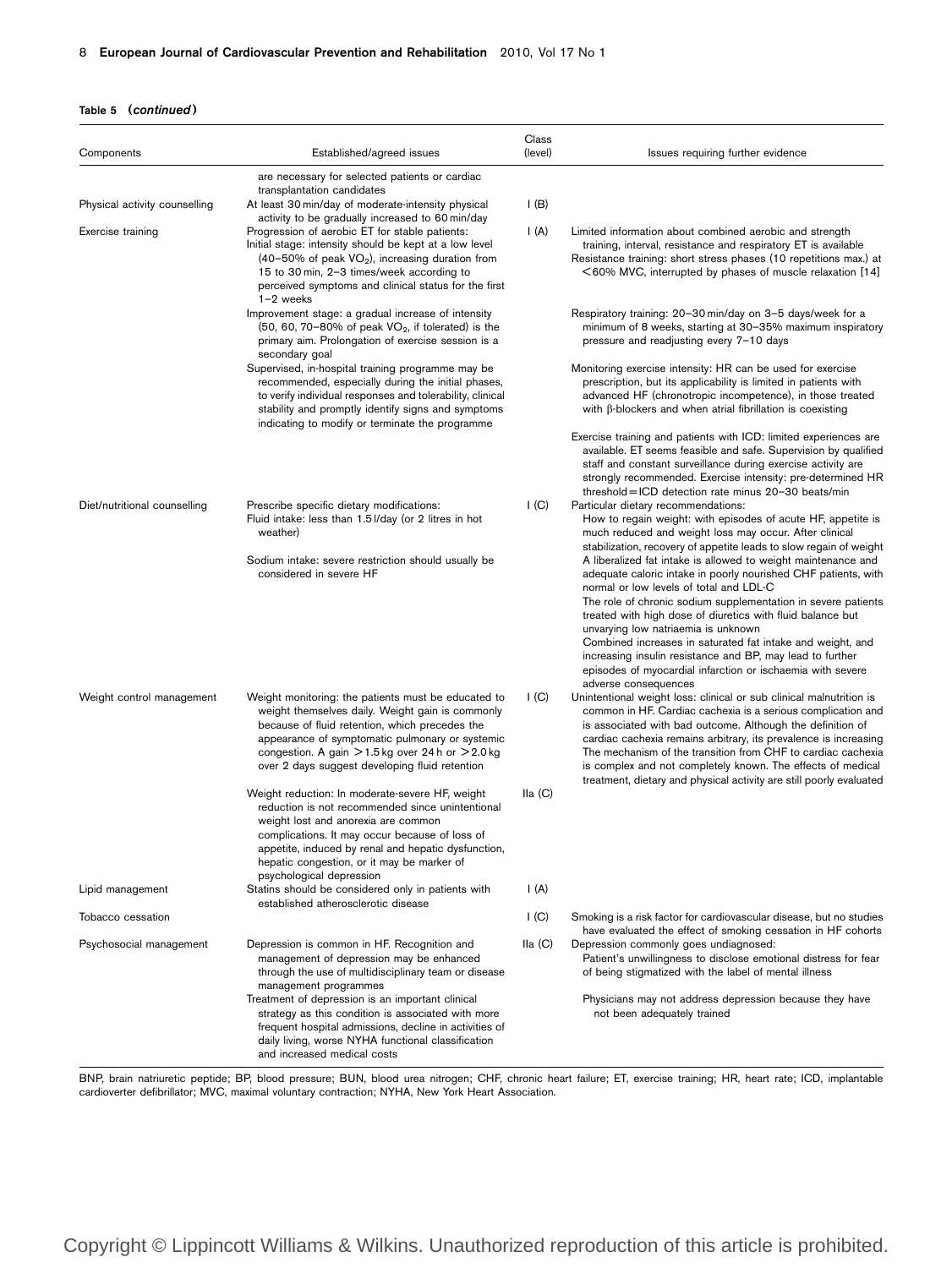**Table 5** (*continued*)

| Components | Established/agreed issues | Class (level) | Issues requiring further evidence |
|---|---|---|---|
| | are necessary for selected patients or cardiac transplantation candidates | | |
| Physical activity counselling | At least 30 min/day of moderate-intensity physical activity to be gradually increased to 60 min/day | I (B) | |
| Exercise training | Progression of aerobic ET for stable patients:<br>Initial stage: intensity should be kept at a low level (40–50% of peak $VO_2$), increasing duration from 15 to 30 min, 2–3 times/week according to perceived symptoms and clinical status for the first 1–2 weeks<br>Improvement stage: a gradual increase of intensity (50, 60, 70–80% of peak $VO_2$, if tolerated) is the primary aim. Prolongation of exercise session is a secondary goal<br>Supervised, in-hospital training programme may be recommended, especially during the initial phases, to verify individual responses and tolerability, clinical stability and promptly identify signs and symptoms indicating to modify or terminate the programme | I (A) | Limited information about combined aerobic and strength training, interval, resistance and respiratory ET is available<br>Resistance training: short stress phases (10 repetitions max.) at <60% MVC, interrupted by phases of muscle relaxation [14]<br>Respiratory training: 20–30 min/day on 3–5 days/week for a minimum of 8 weeks, starting at 30–35% maximum inspiratory pressure and readjusting every 7–10 days<br>Monitoring exercise intensity: HR can be used for exercise prescription, but its applicability is limited in patients with advanced HF (chronotropic incompetence), in those treated with β-blockers and when atrial fibrillation is coexisting<br>Exercise training and patients with ICD: limited experiences are available. ET seems feasible and safe. Supervision by qualified staff and constant surveillance during exercise activity are strongly recommended. Exercise intensity: pre-determined HR threshold = ICD detection rate minus 20–30 beats/min |
| Diet/nutritional counselling | Prescribe specific dietary modifications:<br>Fluid intake: less than 1.5 l/day (or 2 litres in hot weather)<br>Sodium intake: severe restriction should usually be considered in severe HF | I (C) | Particular dietary recommendations:<br>How to regain weight: with episodes of acute HF, appetite is much reduced and weight loss may occur. After clinical stabilization, recovery of appetite leads to slow regain of weight<br>A liberalized fat intake is allowed to weight maintenance and adequate caloric intake in poorly nourished CHF patients, with normal or low levels of total and LDL-C<br>The role of chronic sodium supplementation in severe patients treated with high dose of diuretics with fluid balance but unvarying low natriaemia is unknown<br>Combined increases in saturated fat intake and weight, and increasing insulin resistance and BP, may lead to further episodes of myocardial infarction or ischaemia with severe adverse consequences |
| Weight control management | Weight monitoring: the patients must be educated to weight themselves daily. Weight gain is commonly because of fluid retention, which precedes the appearance of symptomatic pulmonary or systemic congestion. A gain >1.5 kg over 24 h or >2.0 kg over 2 days suggest developing fluid retention | I (C) | Unintentional weight loss: clinical or sub clinical malnutrition is common in HF. Cardiac cachexia is a serious complication and is associated with bad outcome. Although the definition of cardiac cachexia remains arbitrary, its prevalence is increasing The mechanism of the transition from CHF to cardiac cachexia is complex and not completely known. The effects of medical treatment, dietary and physical activity are still poorly evaluated |
| | Weight reduction: In moderate-severe HF, weight reduction is not recommended since unintentional weight lost and anorexia are common complications. It may occur because of loss of appetite, induced by renal and hepatic dysfunction, hepatic congestion, or it may be marker of psychological depression | IIa (C) | |
| Lipid management | Statins should be considered only in patients with established atherosclerotic disease | I (A) | |
| Tobacco cessation | | I (C) | Smoking is a risk factor for cardiovascular disease, but no studies have evaluated the effect of smoking cessation in HF cohorts |
| Psychosocial management | Depression is common in HF. Recognition and management of depression may be enhanced through the use of multidisciplinary team or disease management programmes<br>Treatment of depression is an important clinical strategy as this condition is associated with more frequent hospital admissions, decline in activities of daily living, worse NYHA functional classification and increased medical costs | IIa (C) | Depression commonly goes undiagnosed:<br>Patient's unwillingness to disclose emotional distress for fear of being stigmatized with the label of mental illness<br>Physicians may not address depression because they have not been adequately trained |

BNP, brain natriuretic peptide; BP, blood pressure; BUN, blood urea nitrogen; CHF, chronic heart failure; ET, exercise training; HR, heart rate; ICD, implantable cardioverter defibrillator; MVC, maximal voluntary contraction; NYHA, New York Heart Association.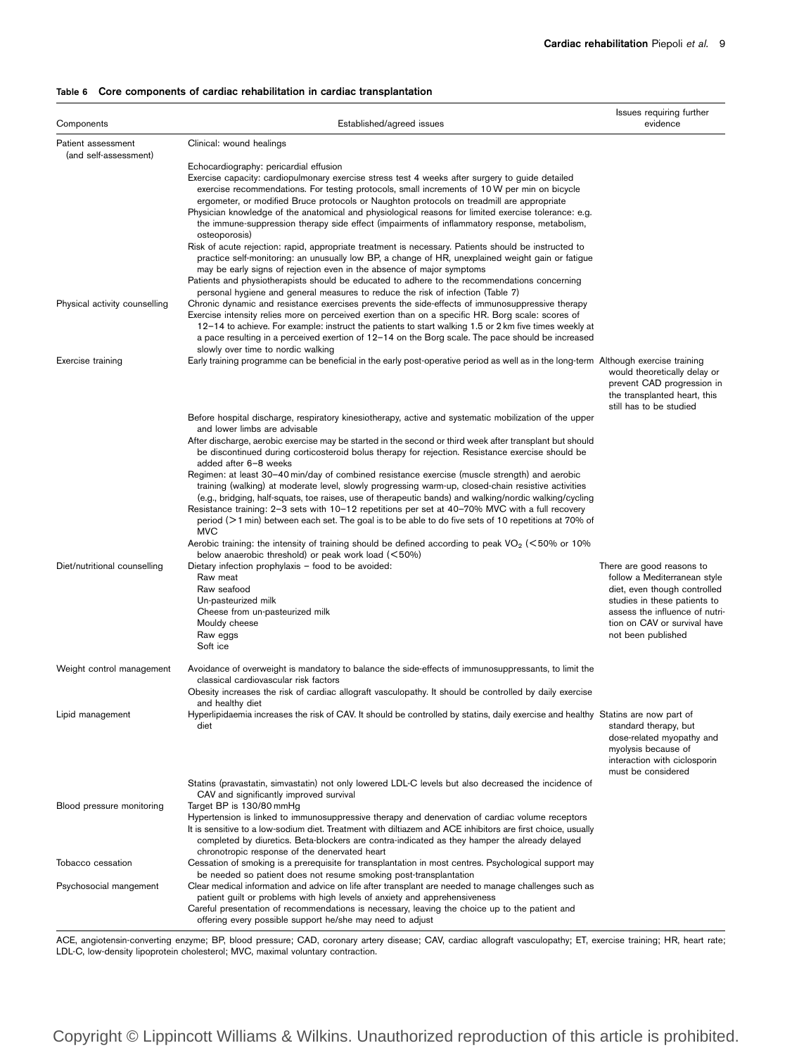**Table 6 Core components of cardiac rehabilitation in cardiac transplantation**

| Components | Established/agreed issues | Issues requiring further evidence |
|---|---|---|
| Patient assessment (and self-assessment) | Clinical: wound healings | |
| | Echocardiography: pericardial effusion<br>Exercise capacity: cardiopulmonary exercise stress test 4 weeks after surgery to guide detailed exercise recommendations. For testing protocols, small increments of 10 W per min on bicycle ergometer, or modified Bruce protocols or Naughton protocols on treadmill are appropriate<br>Physician knowledge of the anatomical and physiological reasons for limited exercise tolerance: e.g. the immune-suppression therapy side effect (impairments of inflammatory response, metabolism, osteoporosis)<br>Risk of acute rejection: rapid, appropriate treatment is necessary. Patients should be instructed to practice self-monitoring: an unusually low BP, a change of HR, unexplained weight gain or fatigue may be early signs of rejection even in the absence of major symptoms<br>Patients and physiotherapists should be educated to adhere to the recommendations concerning personal hygiene and general measures to reduce the risk of infection (Table 7) | |
| Physical activity counselling | Chronic dynamic and resistance exercises prevents the side-effects of immunosuppressive therapy<br>Exercise intensity relies more on perceived exertion than on a specific HR. Borg scale: scores of 12–14 to achieve. For example: instruct the patients to start walking 1.5 or 2 km five times weekly at a pace resulting in a perceived exertion of 12–14 on the Borg scale. The pace should be increased slowly over time to nordic walking | |
| Exercise training | Early training programme can be beneficial in the early post-operative period as well as in the long-term | Although exercise training would theoretically delay or prevent CAD progression in the transplanted heart, this still has to be studied |
| | Before hospital discharge, respiratory kinesiotherapy, active and systematic mobilization of the upper and lower limbs are advisable<br>After discharge, aerobic exercise may be started in the second or third week after transplant but should be discontinued during corticosteroid bolus therapy for rejection. Resistance exercise should be added after 6–8 weeks<br>Regimen: at least 30–40 min/day of combined resistance exercise (muscle strength) and aerobic training (walking) at moderate level, slowly progressing warm-up, closed-chain resistive activities (e.g., bridging, half-squats, toe raises, use of therapeutic bands) and walking/nordic walking/cycling<br>Resistance training: 2–3 sets with 10–12 repetitions per set at 40–70% MVC with a full recovery period (>1 min) between each set. The goal is to be able to do five sets of 10 repetitions at 70% of MVC<br>Aerobic training: the intensity of training should be defined according to peak $VO_2$ (<50% or 10% below anaerobic threshold) or peak work load (<50%) | |
| Diet/nutritional counselling | Dietary infection prophylaxis – food to be avoided:<br>Raw meat<br>Raw seafood<br>Un-pasteurized milk<br>Cheese from un-pasteurized milk<br>Mouldy cheese<br>Raw eggs<br>Soft ice | There are good reasons to follow a Mediterranean style diet, even though controlled studies in these patients to assess the influence of nutrition on CAV or survival have not been published |
| Weight control management | Avoidance of overweight is mandatory to balance the side-effects of immunosuppressants, to limit the classical cardiovascular risk factors<br>Obesity increases the risk of cardiac allograft vasculopathy. It should be controlled by daily exercise and healthy diet | |
| Lipid management | Hyperlipidaemia increases the risk of CAV. It should be controlled by statins, daily exercise and healthy diet | Statins are now part of standard therapy, but dose-related myopathy and myolysis because of interaction with ciclosporin must be considered |
| | Statins (pravastatin, simvastatin) not only lowered LDL-C levels but also decreased the incidence of CAV and significantly improved survival | |
| Blood pressure monitoring | Target BP is 130/80 mmHg<br>Hypertension is linked to immunosuppressive therapy and denervation of cardiac volume receptors<br>It is sensitive to a low-sodium diet. Treatment with diltiazem and ACE inhibitors are first choice, usually completed by diuretics. Beta-blockers are contra-indicated as they hamper the already delayed chronotropic response of the denervated heart | |
| Tobacco cessation | Cessation of smoking is a prerequisite for transplantation in most centres. Psychological support may be needed so patient does not resume smoking post-transplantation | |
| Psychosocial mangement | Clear medical information and advice on life after transplant are needed to manage challenges such as patient guilt or problems with high levels of anxiety and apprehensiveness<br>Careful presentation of recommendations is necessary, leaving the choice up to the patient and offering every possible support he/she may need to adjust | |

ACE, angiotensin-converting enzyme; BP, blood pressure; CAD, coronary artery disease; CAV, cardiac allograft vasculopathy; ET, exercise training; HR, heart rate; LDL-C, low-density lipoprotein cholesterol; MVC, maximal voluntary contraction.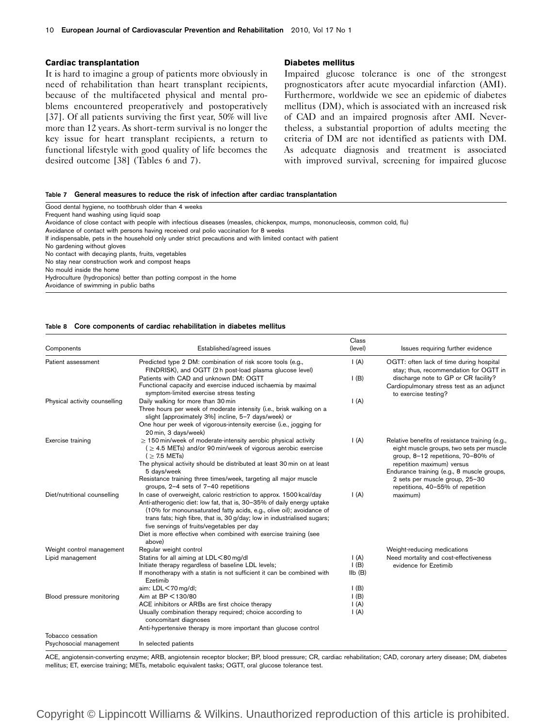### Cardiac transplantation

It is hard to imagine a group of patients more obviously in need of rehabilitation than heart transplant recipients, because of the multifaceted physical and mental problems encountered preoperatively and postoperatively [37]. Of all patients surviving the first year, 50% will live more than 12 years. As short-term survival is no longer the key issue for heart transplant recipients, a return to functional lifestyle with good quality of life becomes the desired outcome [38] (Tables 6 and 7).

### Diabetes mellitus

Impaired glucose tolerance is one of the strongest prognosticators after acute myocardial infarction (AMI). Furthermore, worldwide we see an epidemic of diabetes mellitus (DM), which is associated with an increased risk of CAD and an impaired prognosis after AMI. Nevertheless, a substantial proportion of adults meeting the criteria of DM are not identified as patients with DM. As adequate diagnosis and treatment is associated with improved survival, screening for impaired glucose

**Table 7 General measures to reduce the risk of infection after cardiac transplantation**

| |
|---|
| Good dental hygiene, no toothbrush older than 4 weeks |
| Frequent hand washing using liquid soap |
| Avoidance of close contact with people with infectious diseases (measles, chickenpox, mumps, mononucleosis, common cold, flu) |
| Avoidance of contact with persons having received oral polio vaccination for 8 weeks |
| If indispensable, pets in the household only under strict precautions and with limited contact with patient |
| No gardening without gloves |
| No contact with decaying plants, fruits, vegetables |
| No stay near construction work and compost heaps |
| No mould inside the home |
| Hydroculture (hydroponics) better than potting compost in the home |
| Avoidance of swimming in public baths |

**Table 8 Core components of cardiac rehabilitation in diabetes mellitus**

| Components | Established/agreed issues | Class (level) | Issues requiring further evidence |
|---|---|---|---|
| Patient assessment | Predicted type 2 DM: combination of risk score tools (e.g., FINDRISK), and OGTT (2 h post-load plasma glucose level) | I (A) | OGTT: often lack of time during hospital stay; thus, recommendation for OGTT in discharge note to GP or CR facility? |
| | Patients with CAD and unknown DM: OGTT | I (B) | Cardiopulmonary stress test as an adjunct to exercise testing? |
| | Functional capacity and exercise induced ischaemia by maximal symptom-limited exercise stress testing | | |
| Physical activity counselling | Daily walking for more than 30 min | I (A) | |
| | Three hours per week of moderate intensity (i.e., brisk walking on a slight [approximately 3%] incline, 5–7 days/week) or | | |
| | One hour per week of vigorous-intensity exercise (i.e., jogging for 20 min, 3 days/week) | | |
| Exercise training | ≥ 150 min/week of moderate-intensity aerobic physical activity (≥ 4.5 METs) and/or 90 min/week of vigorous aerobic exercise (≥ 7.5 METs) | I (A) | Relative benefits of resistance training (e.g., eight muscle groups, two sets per muscle group, 8–12 repetitions, 70–80% of repetition maximum) versus |
| | The physical activity should be distributed at least 30 min on at least 5 days/week | | Endurance training (e.g., 8 muscle groups, 2 sets per muscle group, 25–30 repetitions, 40–55% of repetition maximum) |
| | Resistance training three times/week, targeting all major muscle groups, 2–4 sets of 7–40 repetitions | | |
| Diet/nutritional counselling | In case of overweight, caloric restriction to approx. 1500 kcal/day | I (A) | |
| | Anti-atherogenic diet: low fat, that is, 30–35% of daily energy uptake (10% for monounsaturated fatty acids, e.g., olive oil); avoidance of trans fats; high fibre, that is, 30 g/day; low in industrialised sugars; five servings of fruits/vegetables per day | | |
| | Diet is more effective when combined with exercise training (see above) | | |
| Weight control management | Regular weight control | | Weight-reducing medications |
| Lipid management | Statins for all aiming at LDL < 80 mg/dl | I (A) | Need mortality and cost-effectiveness evidence for Ezetimib |
| | Initiate therapy regardless of baseline LDL levels; | I (B) | |
| | If monotherapy with a statin is not sufficient it can be combined with Ezetimib | IIb (B) | |
| | aim: LDL < 70 mg/dl; | I (B) | |
| Blood pressure monitoring | Aim at BP < 130/80 | I (B) | |
| | ACE inhibitors or ARBs are first choice therapy | I (A) | |
| | Usually combination therapy required; choice according to concomitant diagnoses | I (A) | |
| | Anti-hypertensive therapy is more important than glucose control | | |
| Tobacco cessation | | | |
| Psychosocial management | In selected patients | | |

ACE, angiotensin-converting enzyme; ARB, angiotensin receptor blocker; BP, blood pressure; CR, cardiac rehabilitation; CAD, coronary artery disease; DM, diabetes mellitus; ET, exercise training; METs, metabolic equivalent tasks; OGTT, oral glucose tolerance test.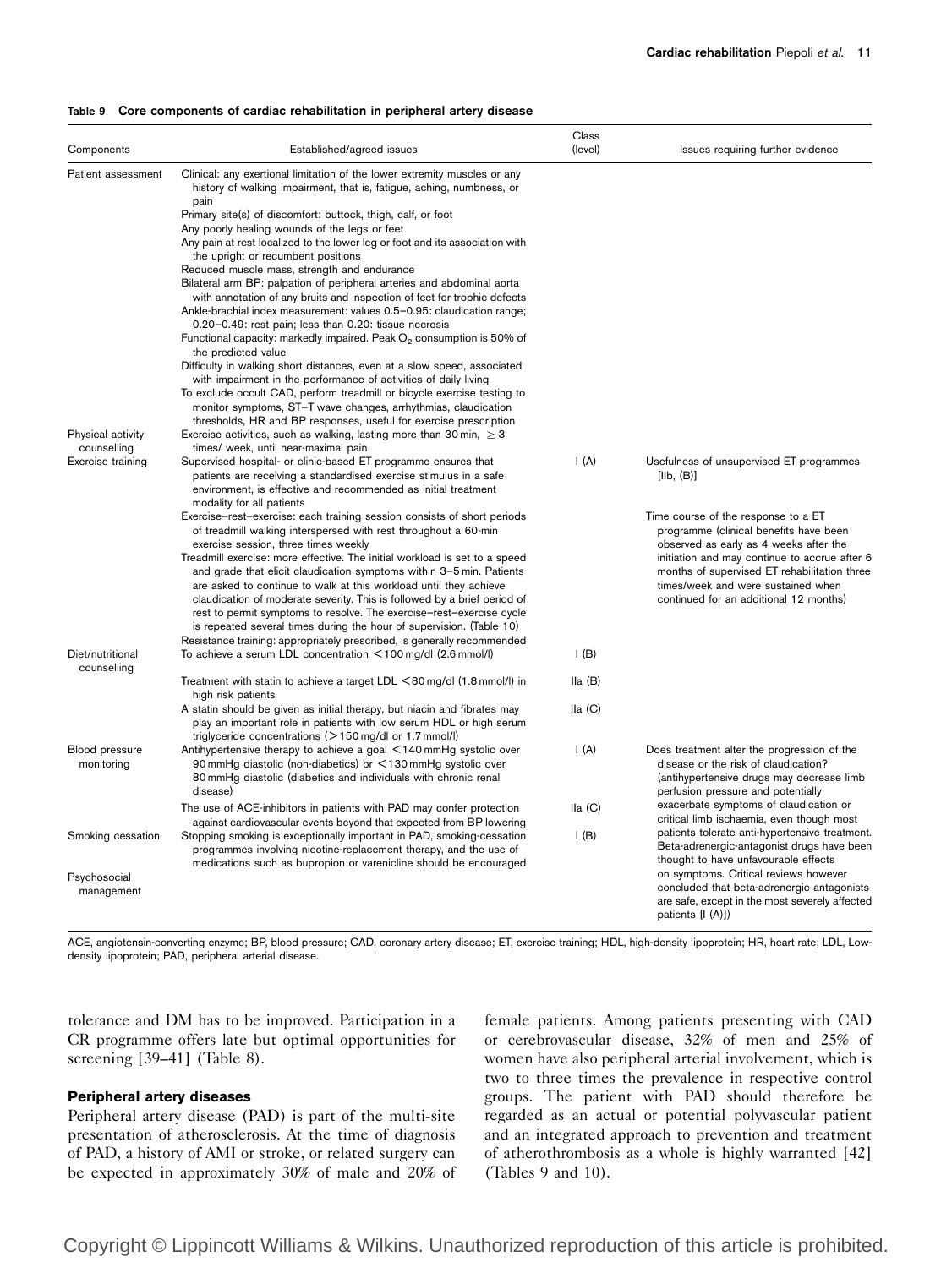**Table 9 Core components of cardiac rehabilitation in peripheral artery disease**

| Components | Established/agreed issues | Class (level) | Issues requiring further evidence |
|---|---|---|---|
| Patient assessment | Clinical: any exertional limitation of the lower extremity muscles or any history of walking impairment, that is, fatigue, aching, numbness, or pain<br>Primary site(s) of discomfort: buttock, thigh, calf, or foot<br>Any poorly healing wounds of the legs or feet<br>Any pain at rest localized to the lower leg or foot and its association with the upright or recumbent positions<br>Reduced muscle mass, strength and endurance<br>Bilateral arm BP: palpation of peripheral arteries and abdominal aorta with annotation of any bruits and inspection of feet for trophic defects<br>Ankle-brachial index measurement: values 0.5–0.95: claudication range; 0.20–0.49: rest pain; less than 0.20: tissue necrosis<br>Functional capacity: markedly impaired. Peak $O_2$ consumption is 50% of the predicted value<br>Difficulty in walking short distances, even at a slow speed, associated with impairment in the performance of activities of daily living<br>To exclude occult CAD, perform treadmill or bicycle exercise testing to monitor symptoms, ST–T wave changes, arrhythmias, claudication thresholds, HR and BP responses, useful for exercise prescription | | |
| Physical activity counselling | Exercise activities, such as walking, lasting more than 30 min, ≥ 3 times/ week, until near-maximal pain | | |
| Exercise training | Supervised hospital- or clinic-based ET programme ensures that patients are receiving a standardised exercise stimulus in a safe environment, is effective and recommended as initial treatment modality for all patients | I (A) | Usefulness of unsupervised ET programmes [IIb, (B)] |
| | Exercise–rest–exercise: each training session consists of short periods of treadmill walking interspersed with rest throughout a 60-min exercise session, three times weekly<br>Treadmill exercise: more effective. The initial workload is set to a speed and grade that elicit claudication symptoms within 3–5 min. Patients are asked to continue to walk at this workload until they achieve claudication of moderate severity. This is followed by a brief period of rest to permit symptoms to resolve. The exercise–rest–exercise cycle is repeated several times during the hour of supervision. (Table 10)<br>Resistance training: appropriately prescribed, is generally recommended | | Time course of the response to a ET programme (clinical benefits have been observed as early as 4 weeks after the initiation and may continue to accrue after 6 months of supervised ET rehabilitation three times/week and were sustained when continued for an additional 12 months) |
| Diet/nutritional counselling | To achieve a serum LDL concentration <100 mg/dl (2.6 mmol/l) | I (B) | |
| | Treatment with statin to achieve a target LDL <80 mg/dl (1.8 mmol/l) in high risk patients | IIa (B) | |
| | A statin should be given as initial therapy, but niacin and fibrates may play an important role in patients with low serum HDL or high serum triglyceride concentrations (>150 mg/dl or 1.7 mmol/l) | IIa (C) | |
| Blood pressure monitoring | Antihypertensive therapy to achieve a goal <140 mmHg systolic over 90 mmHg diastolic (non-diabetics) or <130 mmHg systolic over 80 mmHg diastolic (diabetics and individuals with chronic renal disease) | I (A) | Does treatment alter the progression of the disease or the risk of claudication? (antihypertensive drugs may decrease limb perfusion pressure and potentially exacerbate symptoms of claudication or critical limb ischaemia, even though most patients tolerate anti-hypertensive treatment. Beta-adrenergic-antagonist drugs have been thought to have unfavourable effects on symptoms. Critical reviews however concluded that beta-adrenergic antagonists are safe, except in the most severely affected patients [I (A)]) |
| | The use of ACE-inhibitors in patients with PAD may confer protection against cardiovascular events beyond that expected from BP lowering | IIa (C) | |
| Smoking cessation | Stopping smoking is exceptionally important in PAD, smoking-cessation programmes involving nicotine-replacement therapy, and the use of medications such as bupropion or varenicline should be encouraged | I (B) | |
| Psychosocial management | | | |

ACE, angiotensin-converting enzyme; BP, blood pressure; CAD, coronary artery disease; ET, exercise training; HDL, high-density lipoprotein; HR, heart rate; LDL, Low-density lipoprotein; PAD, peripheral arterial disease.

tolerance and DM has to be improved. Participation in a CR programme offers late but optimal opportunities for screening [39–41] (Table 8).

#### Peripheral artery diseases

Peripheral artery disease (PAD) is part of the multi-site presentation of atherosclerosis. At the time of diagnosis of PAD, a history of AMI or stroke, or related surgery can be expected in approximately 30% of male and 20% of female patients. Among patients presenting with CAD or cerebrovascular disease, 32% of men and 25% of women have also peripheral arterial involvement, which is two to three times the prevalence in respective control groups. The patient with PAD should therefore be regarded as an actual or potential polyvascular patient and an integrated approach to prevention and treatment of atherothrombosis as a whole is highly warranted [42] (Tables 9 and 10).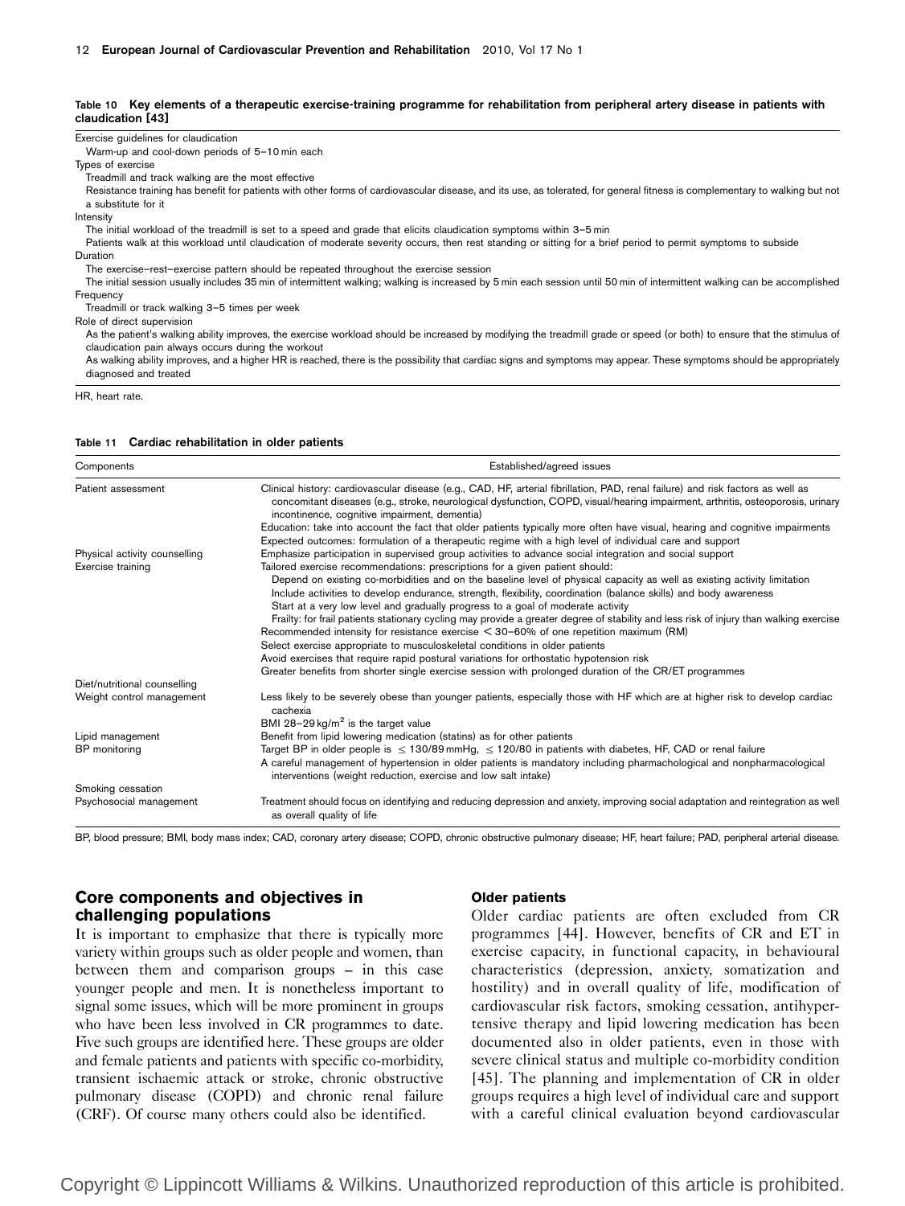**Table 10 Key elements of a therapeutic exercise-training programme for rehabilitation from peripheral artery disease in patients with claudication [43]**

| |
|---|
| Exercise guidelines for claudication |
| Warm-up and cool-down periods of 5–10 min each |
| Types of exercise |
| Treadmill and track walking are the most effective |
| Resistance training has benefit for patients with other forms of cardiovascular disease, and its use, as tolerated, for general fitness is complementary to walking but not a substitute for it |
| Intensity |
| The initial workload of the treadmill is set to a speed and grade that elicits claudication symptoms within 3–5 min |
| Patients walk at this workload until claudication of moderate severity occurs, then rest standing or sitting for a brief period to permit symptoms to subside |
| Duration |
| The exercise–rest–exercise pattern should be repeated throughout the exercise session |
| The initial session usually includes 35 min of intermittent walking; walking is increased by 5 min each session until 50 min of intermittent walking can be accomplished |
| Frequency |
| Treadmill or track walking 3–5 times per week |
| Role of direct supervision |
| As the patient's walking ability improves, the exercise workload should be increased by modifying the treadmill grade or speed (or both) to ensure that the stimulus of claudication pain always occurs during the workout |
| As walking ability improves, and a higher HR is reached, there is the possibility that cardiac signs and symptoms may appear. These symptoms should be appropriately diagnosed and treated |

HR, heart rate.

**Table 11 Cardiac rehabilitation in older patients**

| Components | Established/agreed issues |
|---|---|
| Patient assessment | Clinical history: cardiovascular disease (e.g., CAD, HF, arterial fibrillation, PAD, renal failure) and risk factors as well as concomitant diseases (e.g., stroke, neurological dysfunction, COPD, visual/hearing impairment, arthritis, osteoporosis, urinary incontinence, cognitive impairment, dementia) |
| | Education: take into account the fact that older patients typically more often have visual, hearing and cognitive impairments |
| | Expected outcomes: formulation of a therapeutic regime with a high level of individual care and support |
| Physical activity counselling | Emphasize participation in supervised group activities to advance social integration and social support |
| Exercise training | Tailored exercise recommendations: prescriptions for a given patient should: |
| | Depend on existing co-morbidities and on the baseline level of physical capacity as well as existing activity limitation |
| | Include activities to develop endurance, strength, flexibility, coordination (balance skills) and body awareness |
| | Start at a very low level and gradually progress to a goal of moderate activity |
| | Frailty: for frail patients stationary cycling may provide a greater degree of stability and less risk of injury than walking exercise |
| | Recommended intensity for resistance exercise < 30–60% of one repetition maximum (RM) |
| | Select exercise appropriate to musculoskeletal conditions in older patients |
| | Avoid exercises that require rapid postural variations for orthostatic hypotension risk |
| | Greater benefits from shorter single exercise session with prolonged duration of the CR/ET programmes |
| Diet/nutritional counselling | |
| Weight control management | Less likely to be severely obese than younger patients, especially those with HF which are at higher risk to develop cardiac cachexia |
| | BMI 28–29 $kg/m^2$ is the target value |
| Lipid management | Benefit from lipid lowering medication (statins) as for other patients |
| BP monitoring | Target BP in older people is ≤ 130/89 mmHg, ≤ 120/80 in patients with diabetes, HF, CAD or renal failure |
| | A careful management of hypertension in older patients is mandatory including pharmacological and nonpharmacological interventions (weight reduction, exercise and low salt intake) |
| Smoking cessation | |
| Psychosocial management | Treatment should focus on identifying and reducing depression and anxiety, improving social adaptation and reintegration as well as overall quality of life |

BP, blood pressure; BMI, body mass index; CAD, coronary artery disease; COPD, chronic obstructive pulmonary disease; HF, heart failure; PAD, peripheral arterial disease.

## Core components and objectives in challenging populations

It is important to emphasize that there is typically more variety within groups such as older people and women, than between them and comparison groups – in this case younger people and men. It is nonetheless important to signal some issues, which will be more prominent in groups who have been less involved in CR programmes to date. Five such groups are identified here. These groups are older and female patients and patients with specific co-morbidity, transient ischaemic attack or stroke, chronic obstructive pulmonary disease (COPD) and chronic renal failure (CRF). Of course many others could also be identified.

### Older patients

Older cardiac patients are often excluded from CR programmes [44]. However, benefits of CR and ET in exercise capacity, in functional capacity, in behavioural characteristics (depression, anxiety, somatization and hostility) and in overall quality of life, modification of cardiovascular risk factors, smoking cessation, antihypertensive therapy and lipid lowering medication has been documented also in older patients, even in those with severe clinical status and multiple co-morbidity condition [45]. The planning and implementation of CR in older groups requires a high level of individual care and support with a careful clinical evaluation beyond cardiovascular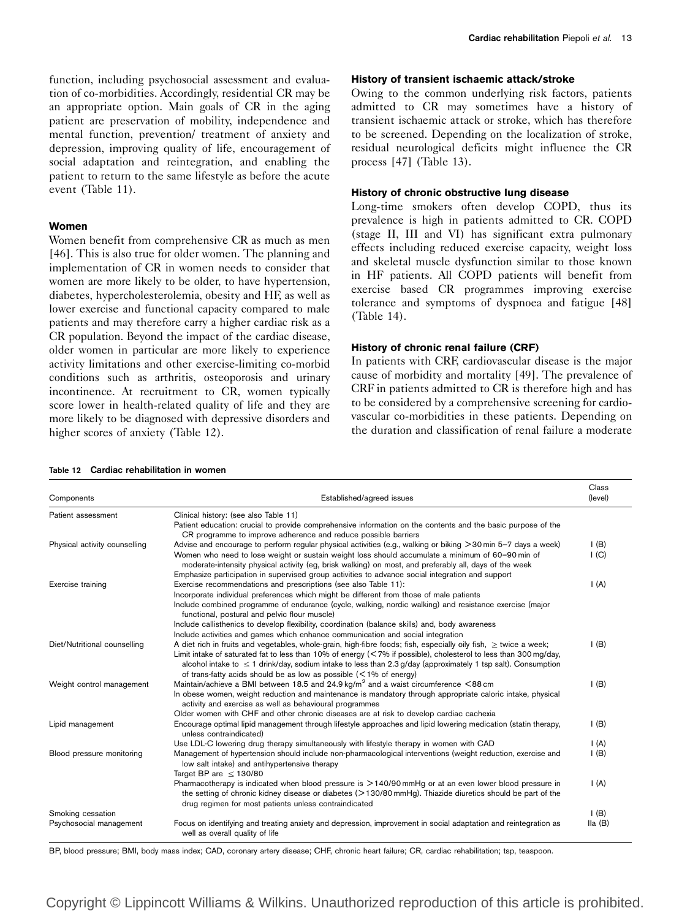function, including psychosocial assessment and evaluation of co-morbidities. Accordingly, residential CR may be an appropriate option. Main goals of CR in the aging patient are preservation of mobility, independence and mental function, prevention/ treatment of anxiety and depression, improving quality of life, encouragement of social adaptation and reintegration, and enabling the patient to return to the same lifestyle as before the acute event (Table 11).

### Women

Women benefit from comprehensive CR as much as men [46]. This is also true for older women. The planning and implementation of CR in women needs to consider that women are more likely to be older, to have hypertension, diabetes, hypercholesterolemia, obesity and HF, as well as lower exercise and functional capacity compared to male patients and may therefore carry a higher cardiac risk as a CR population. Beyond the impact of the cardiac disease, older women in particular are more likely to experience activity limitations and other exercise-limiting co-morbid conditions such as arthritis, osteoporosis and urinary incontinence. At recruitment to CR, women typically score lower in health-related quality of life and they are more likely to be diagnosed with depressive disorders and higher scores of anxiety (Table 12).

### History of transient ischaemic attack/stroke

Owing to the common underlying risk factors, patients admitted to CR may sometimes have a history of transient ischaemic attack or stroke, which has therefore to be screened. Depending on the localization of stroke, residual neurological deficits might influence the CR process [47] (Table 13).

### History of chronic obstructive lung disease

Long-time smokers often develop COPD, thus its prevalence is high in patients admitted to CR. COPD (stage II, III and VI) has significant extra pulmonary effects including reduced exercise capacity, weight loss and skeletal muscle dysfunction similar to those known in HF patients. All COPD patients will benefit from exercise based CR programmes improving exercise tolerance and symptoms of dyspnoea and fatigue [48] (Table 14).

### History of chronic renal failure (CRF)

In patients with CRF, cardiovascular disease is the major cause of morbidity and mortality [49]. The prevalence of CRF in patients admitted to CR is therefore high and has to be considered by a comprehensive screening for cardiovascular co-morbidities in these patients. Depending on the duration and classification of renal failure a moderate

**Table 12 Cardiac rehabilitation in women**

| Components | Established/agreed issues | Class (level) |
|---|---|---|
| Patient assessment | Clinical history: (see also Table 11) | |
| | Patient education: crucial to provide comprehensive information on the contents and the basic purpose of the CR programme to improve adherence and reduce possible barriers | |
| Physical activity counselling | Advise and encourage to perform regular physical activities (e.g., walking or biking >30 min 5–7 days a week) | I (B) |
| | Women who need to lose weight or sustain weight loss should accumulate a minimum of 60–90 min of moderate-intensity physical activity (eg, brisk walking) on most, and preferably all, days of the week | I (C) |
| | Emphasize participation in supervised group activities to advance social integration and support | |
| Exercise training | Exercise recommendations and prescriptions (see also Table 11): | I (A) |
| | Incorporate individual preferences which might be different from those of male patients | |
| | Include combined programme of endurance (cycle, walking, nordic walking) and resistance exercise (major functional, postural and pelvic flour muscle) | |
| | Include callisthenics to develop flexibility, coordination (balance skills) and, body awareness | |
| | Include activities and games which enhance communication and social integration | |
| Diet/Nutritional counselling | A diet rich in fruits and vegetables, whole-grain, high-fibre foods; fish, especially oily fish, ≥ twice a week; | I (B) |
| | Limit intake of saturated fat to less than 10% of energy (<7% if possible), cholesterol to less than 300 mg/day, alcohol intake to ≤ 1 drink/day, sodium intake to less than 2.3 g/day (approximately 1 tsp salt). Consumption of trans-fatty acids should be as low as possible (<1% of energy) | |
| Weight control management | Maintain/achieve a BMI between 18.5 and 24.9 kg/m$^2$ and a waist circumference <88 cm | I (B) |
| | In obese women, weight reduction and maintenance is mandatory through appropriate caloric intake, physical activity and exercise as well as behavioural programmes | |
| | Older women with CHF and other chronic diseases are at risk to develop cardiac cachexia | |
| Lipid management | Encourage optimal lipid management through lifestyle approaches and lipid lowering medication (statin therapy, unless contraindicated) | I (B) |
| | Use LDL-C lowering drug therapy simultaneously with lifestyle therapy in women with CAD | I (A) |
| Blood pressure monitoring | Management of hypertension should include non-pharmacological interventions (weight reduction, exercise and low salt intake) and antihypertensive therapy | I (B) |
| | Target BP are ≤ 130/80 | |
| | Pharmacotherapy is indicated when blood pressure is >140/90 mmHg or at an even lower blood pressure in the setting of chronic kidney disease or diabetes (>130/80 mmHg). Thiazide diuretics should be part of the drug regimen for most patients unless contraindicated | I (A) |
| Smoking cessation | | I (B) |
| Psychosocial management | Focus on identifying and treating anxiety and depression, improvement in social adaptation and reintegration as well as overall quality of life | IIa (B) |

BP, blood pressure; BMI, body mass index; CAD, coronary artery disease; CHF, chronic heart failure; CR, cardiac rehabilitation; tsp, teaspoon.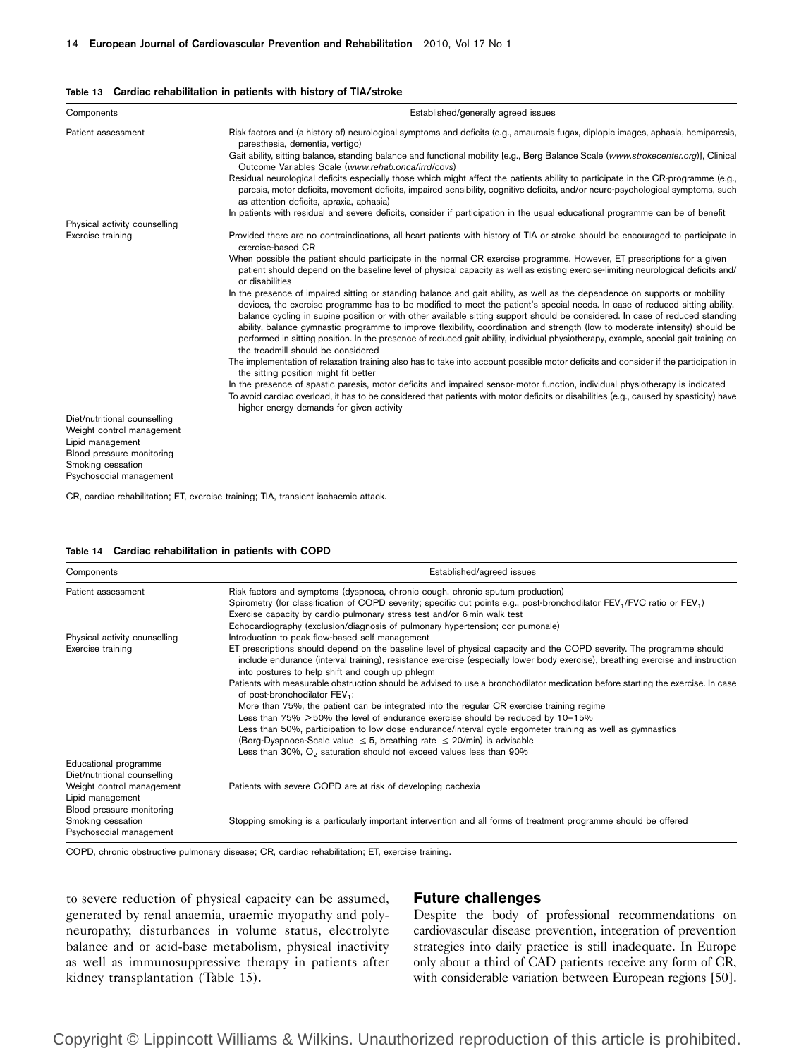**Table 13 Cardiac rehabilitation in patients with history of TIA/stroke**

| Components | Established/generally agreed issues |
|---|---|
| Patient assessment | Risk factors and (a history of) neurological symptoms and deficits (e.g., amaurosis fugax, diplopic images, aphasia, hemiparesis, paresthesia, dementia, vertigo)<br>Gait ability, sitting balance, standing balance and functional mobility [e.g., Berg Balance Scale (*www.strokecenter.org*)], Clinical Outcome Variables Scale (*www.rehab.onca/irrd/covs*)<br>Residual neurological deficits especially those which might affect the patients ability to participate in the CR-programme (e.g., paresis, motor deficits, movement deficits, impaired sensibility, cognitive deficits, and/or neuro-psychological symptoms, such as attention deficits, apraxia, aphasia)<br>In patients with residual and severe deficits, consider if participation in the usual educational programme can be of benefit |
| Physical activity counselling | |
| Exercise training | Provided there are no contraindications, all heart patients with history of TIA or stroke should be encouraged to participate in exercise-based CR<br>When possible the patient should participate in the normal CR exercise programme. However, ET prescriptions for a given patient should depend on the baseline level of physical capacity as well as existing exercise-limiting neurological deficits and/or disabilities<br>In the presence of impaired sitting or standing balance and gait ability, as well as the dependence on supports or mobility devices, the exercise programme has to be modified to meet the patient's special needs. In case of reduced sitting ability, balance cycling in supine position or with other available sitting support should be considered. In case of reduced standing ability, balance gymnastic programme to improve flexibility, coordination and strength (low to moderate intensity) should be performed in sitting position. In the presence of reduced gait ability, individual physiotherapy, example, special gait training on the treadmill should be considered<br>The implementation of relaxation training also has to take into account possible motor deficits and consider if the participation in the sitting position might fit better<br>In the presence of spastic paresis, motor deficits and impaired sensor-motor function, individual physiotherapy is indicated<br>To avoid cardiac overload, it has to be considered that patients with motor deficits or disabilities (e.g., caused by spasticity) have higher energy demands for given activity |
| Diet/nutritional counselling | |
| Weight control management | |
| Lipid management | |
| Blood pressure monitoring | |
| Smoking cessation | |
| Psychosocial management | |

CR, cardiac rehabilitation; ET, exercise training; TIA, transient ischaemic attack.

**Table 14 Cardiac rehabilitation in patients with COPD**

| Components | Established/agreed issues |
|---|---|
| Patient assessment | Risk factors and symptoms (dyspnoea, chronic cough, chronic sputum production)<br>Spirometry (for classification of COPD severity; specific cut points e.g., post-bronchodilator $FEV_1$/FVC ratio or $FEV_1$)<br>Exercise capacity by cardio pulmonary stress test and/or 6 min walk test<br>Echocardiography (exclusion/diagnosis of pulmonary hypertension; cor pumonale) |
| Physical activity counselling | Introduction to peak flow-based self management |
| Exercise training | ET prescriptions should depend on the baseline level of physical capacity and the COPD severity. The programme should include endurance (interval training), resistance exercise (especially lower body exercise), breathing exercise and instruction into postures to help shift and cough up phlegm<br>Patients with measurable obstruction should be advised to use a bronchodilator medication before starting the exercise. In case of post-bronchodilator $FEV_1$:<br>More than 75%, the patient can be integrated into the regular CR exercise training regime<br>Less than 75% >50% the level of endurance exercise should be reduced by 10–15%<br>Less than 50%, participation to low dose endurance/interval cycle ergometer training as well as gymnastics (Borg-Dyspnoea-Scale value $\leq 5$, breathing rate $\leq 20$/min) is advisable<br>Less than 30%, $O_2$ saturation should not exceed values less than 90% |
| Educational programme | |
| Diet/nutritional counselling | |
| Weight control management | Patients with severe COPD are at risk of developing cachexia |
| Lipid management | |
| Blood pressure monitoring | |
| Smoking cessation | Stopping smoking is a particularly important intervention and all forms of treatment programme should be offered |
| Psychosocial management | |

COPD, chronic obstructive pulmonary disease; CR, cardiac rehabilitation; ET, exercise training.

to severe reduction of physical capacity can be assumed, generated by renal anaemia, uraemic myopathy and polyneuropathy, disturbances in volume status, electrolyte balance and or acid-base metabolism, physical inactivity as well as immunosuppressive therapy in patients after kidney transplantation (Table 15).

## Future challenges

Despite the body of professional recommendations on cardiovascular disease prevention, integration of prevention strategies into daily practice is still inadequate. In Europe only about a third of CAD patients receive any form of CR, with considerable variation between European regions [50].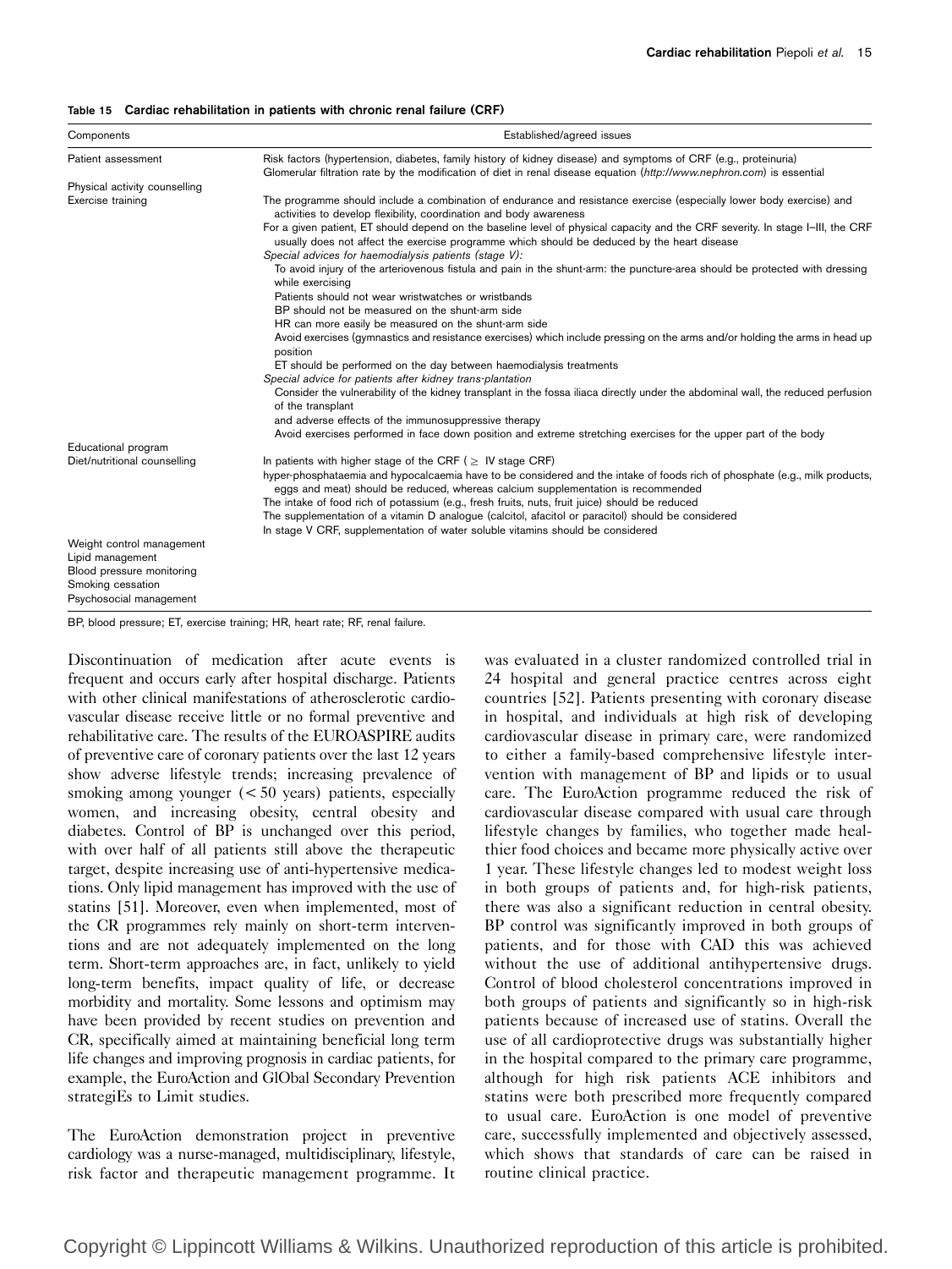**Table 15 Cardiac rehabilitation in patients with chronic renal failure (CRF)**

| Components | Established/agreed issues |
|---|---|
| Patient assessment | Risk factors (hypertension, diabetes, family history of kidney disease) and symptoms of CRF (e.g., proteinuria)<br>Glomerular filtration rate by the modification of diet in renal disease equation (*http://www.nephron.com*) is essential |
| Physical activity counselling | |
| Exercise training | The programme should include a combination of endurance and resistance exercise (especially lower body exercise) and activities to develop flexibility, coordination and body awareness<br>For a given patient, ET should depend on the baseline level of physical capacity and the CRF severity. In stage I–III, the CRF usually does not affect the exercise programme which should be deduced by the heart disease<br>*Special advices for haemodialysis patients (stage V):*<br>To avoid injury of the arteriovenous fistula and pain in the shunt-arm: the puncture-area should be protected with dressing while exercising<br>Patients should not wear wristwatches or wristbands<br>BP should not be measured on the shunt-arm side<br>HR can more easily be measured on the shunt-arm side<br>Avoid exercises (gymnastics and resistance exercises) which include pressing on the arms and/or holding the arms in head up position<br>ET should be performed on the day between haemodialysis treatments<br>*Special advice for patients after kidney trans-plantation*<br>Consider the vulnerability of the kidney transplant in the fossa iliaca directly under the abdominal wall, the reduced perfusion of the transplant<br>and adverse effects of the immunosuppressive therapy<br>Avoid exercises performed in face down position and extreme stretching exercises for the upper part of the body |
| Educational program | |
| Diet/nutritional counselling | In patients with higher stage of the CRF ( ≥ IV stage CRF)<br>hyper-phosphataemia and hypocalcaemia have to be considered and the intake of foods rich of phosphate (e.g., milk products, eggs and meat) should be reduced, whereas calcium supplementation is recommended<br>The intake of food rich of potassium (e.g., fresh fruits, nuts, fruit juice) should be reduced<br>The supplementation of a vitamin D analogue (calcitol, afacitol or paracitol) should be considered<br>In stage V CRF, supplementation of water soluble vitamins should be considered |
| Weight control management | |
| Lipid management | |
| Blood pressure monitoring | |
| Smoking cessation | |
| Psychosocial management | |

BP, blood pressure; ET, exercise training; HR, heart rate; RF, renal failure.

Discontinuation of medication after acute events is frequent and occurs early after hospital discharge. Patients with other clinical manifestations of atherosclerotic cardiovascular disease receive little or no formal preventive and rehabilitative care. The results of the EUROASPIRE audits of preventive care of coronary patients over the last 12 years show adverse lifestyle trends; increasing prevalence of smoking among younger (< 50 years) patients, especially women, and increasing obesity, central obesity and diabetes. Control of BP is unchanged over this period, with over half of all patients still above the therapeutic target, despite increasing use of anti-hypertensive medications. Only lipid management has improved with the use of statins [51]. Moreover, even when implemented, most of the CR programmes rely mainly on short-term interventions and are not adequately implemented on the long term. Short-term approaches are, in fact, unlikely to yield long-term benefits, impact quality of life, or decrease morbidity and mortality. Some lessons and optimism may have been provided by recent studies on prevention and CR, specifically aimed at maintaining beneficial long term life changes and improving prognosis in cardiac patients, for example, the EuroAction and GlObal Secondary Prevention strategiEs to Limit studies.

The EuroAction demonstration project in preventive cardiology was a nurse-managed, multidisciplinary, lifestyle, risk factor and therapeutic management programme. It was evaluated in a cluster randomized controlled trial in 24 hospital and general practice centres across eight countries [52]. Patients presenting with coronary disease in hospital, and individuals at high risk of developing cardiovascular disease in primary care, were randomized to either a family-based comprehensive lifestyle intervention with management of BP and lipids or to usual care. The EuroAction programme reduced the risk of cardiovascular disease compared with usual care through lifestyle changes by families, who together made healthier food choices and became more physically active over 1 year. These lifestyle changes led to modest weight loss in both groups of patients and, for high-risk patients, there was also a significant reduction in central obesity. BP control was significantly improved in both groups of patients, and for those with CAD this was achieved without the use of additional antihypertensive drugs. Control of blood cholesterol concentrations improved in both groups of patients and significantly so in high-risk patients because of increased use of statins. Overall the use of all cardioprotective drugs was substantially higher in the hospital compared to the primary care programme, although for high risk patients ACE inhibitors and statins were both prescribed more frequently compared to usual care. EuroAction is one model of preventive care, successfully implemented and objectively assessed, which shows that standards of care can be raised in routine clinical practice.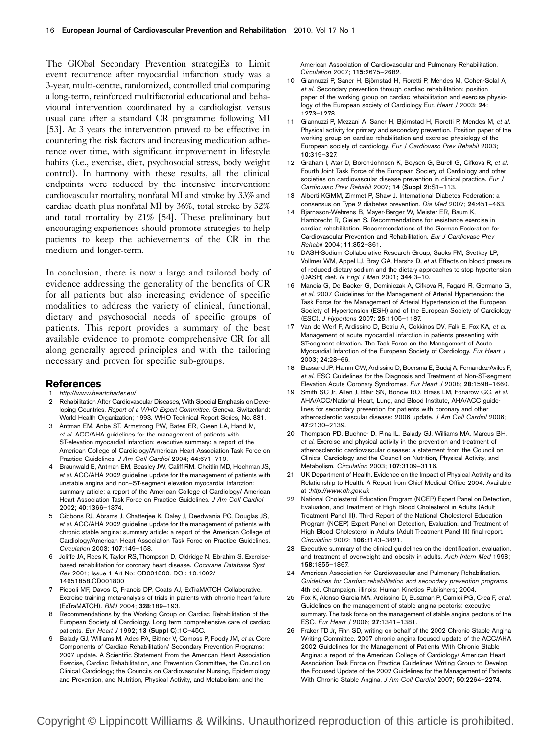The GlObal Secondary Prevention strategiEs to Limit event recurrence after myocardial infarction study was a 3-year, multi-centre, randomized, controlled trial comparing a long-term, reinforced multifactorial educational and behavioural intervention coordinated by a cardiologist versus usual care after a standard CR programme following MI [53]. At 3 years the intervention proved to be effective in countering the risk factors and increasing medication adherence over time, with significant improvement in lifestyle habits (i.e., exercise, diet, psychosocial stress, body weight control). In harmony with these results, all the clinical endpoints were reduced by the intensive intervention: cardiovascular mortality, nonfatal MI and stroke by 33% and cardiac death plus nonfatal MI by 36%, total stroke by 32% and total mortality by 21% [54]. These preliminary but encouraging experiences should promote strategies to help patients to keep the achievements of the CR in the medium and longer-term.

In conclusion, there is now a large and tailored body of evidence addressing the generality of the benefits of CR for all patients but also increasing evidence of specific modalities to address the variety of clinical, functional, dietary and psychosocial needs of specific groups of patients. This report provides a summary of the best available evidence to promote comprehensive CR for all along generally agreed principles and with the tailoring necessary and proven for specific sub-groups.

## References

1. *http://www.heartcharter.eu/*
2. Rehabilitation After Cardiovascular Diseases, With Special Emphasis on Developing Countries. *Report of a WHO Expert Committee*. Geneva, Switzerland: World Health Organization; 1993. WHO Technical Report Series, No. 831.
3. Antman EM, Anbe ST, Armstrong PW, Bates ER, Green LA, Hand M, *et al*. ACC/AHA guidelines for the management of patients with ST-elevation myocardial infarction: executive summary: a report of the American College of Cardiology/American Heart Association Task Force on Practice Guidelines. *J Am Coll Cardiol* 2004; **44**:671–719.
4. Braunwald E, Antman EM, Beasley JW, Califf MD, Cheitlin MD, Hochman JS, *et al*. ACC/AHA 2002 guideline update for the management of patients with unstable angina and non–ST-segment elevation myocardial infarction: summary article: a report of the American College of Cardiology/ American Heart Association Task Force on Practice Guidelines. *J Am Coll Cardiol* 2002; **40**:1366–1374.
5. Gibbons RJ, Abrams J, Chatterjee K, Daley J, Deedwania PC, Douglas JS, *et al*. ACC/AHA 2002 guideline update for the management of patients with chronic stable angina: summary article: a report of the American College of Cardiology/American Heart Association Task Force on Practice Guidelines. *Circulation* 2003; **107**:149–158.
6. Joliffe JA, Rees K, Taylor RS, Thompson D, Oldridge N, Ebrahim S. Exercise-based rehabilitation for coronary heart disease. *Cochrane Database Syst Rev* 2001; Issue 1 Art No: CD001800. DOI: 10.1002/ 14651858.CD001800
7. Piepoli MF, Davos C, Francis DP, Coats AJ, ExTraMATCH Collaborative. Exercise training meta-analysis of trials in patients with chronic heart failure (ExTraMATCH). *BMJ* 2004; **328**:189–193.
8. Recommendations by the Working Group on Cardiac Rehabilitation of the European Society of Cardiology. Long term comprehensive care of cardiac patients. *Eur Heart J* 1992; **13** (**Suppl C**):1C–45C.
9. Balady GJ, Williams M, Ades PA, Bittner V, Comoss P, Foody JM, *et al*. Core Components of Cardiac Rehabilitation/ Secondary Prevention Programs: 2007 update. A Scientific Statement From the American Heart Association Exercise, Cardiac Rehabilitation, and Prevention Committee, the Council on Clinical Cardiology; the Councils on Cardiovascular Nursing, Epidemiology and Prevention, and Nutrition, Physical Activity, and Metabolism; and the American Association of Cardiovascular and Pulmonary Rehabilitation. *Circulation* 2007; **115**:2675–2682.
10. Giannuzzi P, Saner H, Björnstad H, Fioretti P, Mendes M, Cohen-Solal A, *et al*. Secondary prevention through cardiac rehabilitation: position paper of the working group on cardiac rehabilitation and exercise physiology of the European society of Cardiology Eur. *Heart J* 2003; **24**: 1273–1278.
11. Giannuzzi P, Mezzani A, Saner H, Björnstad H, Fioretti P, Mendes M, *et al*. Physical activity for primary and secondary prevention. Position paper of the working group on cardiac rehabilitation and exercise physiology of the European society of cardiology. *Eur J Cardiovasc Prev Rehabil* 2003; **10**:319–327.
12. Graham I, Atar D, Borch-Johnsen K, Boysen G, Burell G, Cifkova R, *et al*. Fourth Joint Task Force of the European Society of Cardiology and other societies on cardiovascular disease prevention in clinical practice. *Eur J Cardiovasc Prev Rehabil* 2007; **14** (**Suppl 2**):S1–113.
13. Alberti KGMM, Zimmet P, Shaw J. International Diabetes Federation: a consensus on Type 2 diabetes prevention. *Dia Med* 2007; **24**:451–463.
14. Bjarnason-Wehrens B, Mayer-Berger W, Meister ER, Baum K, Hambrecht R, Gielen S. Recommendations for resistance exercise in cardiac rehabilitation. Recommendations of the German Federation for Cardiovascular Prevention and Rehabilitation. *Eur J Cardiovasc Prev Rehabil* 2004; **11**:352–361.
15. DASH-Sodium Collaborative Research Group, Sacks FM, Svetkey LP, Vollmer WM, Appel LJ, Bray GA, Harsha D, *et al*. Effects on blood pressure of reduced dietary sodium and the dietary approaches to stop hypertension (DASH) diet. *N Engl J Med* 2001; **344**:3–10.
16. Mancia G, De Backer G, Dominiczak A, Cifkova R, Fagard R, Germano G, *et al*. 2007 Guidelines for the Management of Arterial Hypertension: the Task Force for the Management of Arterial Hypertension of the European Society of Hypertension (ESH) and of the European Society of Cardiology (ESC). *J Hypertens* 2007; **25**:1105–1187.
17. Van de Werf F, Ardissino D, Betriu A, Cokkinos DV, Falk E, Fox KA, *et al*. Management of acute myocardial infarction in patients presenting with ST-segment elevation. The Task Force on the Management of Acute Myocardial Infarction of the European Society of Cardiology. *Eur Heart J* 2003; **24**:28–66.
18. Bassand JP, Hamm CW, Ardissino D, Boersma E, Budaj A, Fernandez-Aviles F, *et al*. ESC Guidelines for the Diagnosis and Treatment of Non-ST-segment Elevation Acute Coronary Syndromes. *Eur Heart J* 2008; **28**:1598–1660.
19. Smith SC Jr, Allen J, Blair SN, Bonow RO, Brass LM, Fonarow GC, *et al*. AHA/ACC/National Heart, Lung, and Blood Institute, AHA/ACC guidelines for secondary prevention for patients with coronary and other atherosclerotic vascular disease: 2006 update. *J Am Coll Cardiol* 2006; **47**:2130–2139.
20. Thompson PD, Buchner D, Pina IL, Balady GJ, Williams MA, Marcus BH, *et al*. Exercise and physical activity in the prevention and treatment of atherosclerotic cardiovascular disease: a statement from the Council on Clinical Cardiology and the Council on Nutrition, Physical Activity, and Metabolism. *Circulation* 2003; **107**:3109–3116.
21. UK Department of Health. Evidence on the Impact of Physical Activity and its Relationship to Health. A Report from Chief Medical Office 2004. Available at :*http.//www.dh.gov.uk*
22. National Cholesterol Education Program (NCEP) Expert Panel on Detection, Evaluation, and Treatment of High Blood Cholesterol in Adults (Adult Treatment Panel III). Third Report of the National Cholesterol Education Program (NCEP) Expert Panel on Detection, Evaluation, and Treatment of High Blood Cholesterol in Adults (Adult Treatment Panel III) final report. *Circulation* 2002; **106**:3143–3421.
23. Executive summary of the clinical guidelines on the identification, evaluation, and treatment of overweight and obesity in adults. *Arch Intern Med* 1998; **158**:1855–1867.
24. American Association for Cardiovascular and Pulmonary Rehabilitation. *Guidelines for Cardiac rehabilitation and secondary prevention programs*. 4th ed. Champaign, illinois: Human Kinetics Publishers; 2004.
25. Fox K, Alonso Garcia MA, Ardissino D, Buszman P, Camici PG, Crea F, *et al*. Guidelines on the management of stable angina pectoris: executive summary. The task force on the management of stable angina pectoris of the ESC. *Eur Heart J* 2006; **27**:1341–1381.
26. Fraker TD Jr, Fihn SD, writing on behalf of the 2002 Chronic Stable Angina Writing Committee. 2007 chronic angina focused update of the ACC/AHA 2002 Guidelines for the Management of Patients With Chronic Stable Angina: a report of the American College of Cardiology/ American Heart Association Task Force on Practice Guidelines Writing Group to Develop the Focused Update of the 2002 Guidelines for the Management of Patients With Chronic Stable Angina. *J Am Coll Cardiol* 2007; **50**:2264–2274.

Copyright © Lippincott Williams & Wilkins. Unauthorized reproduction of this article is prohibited.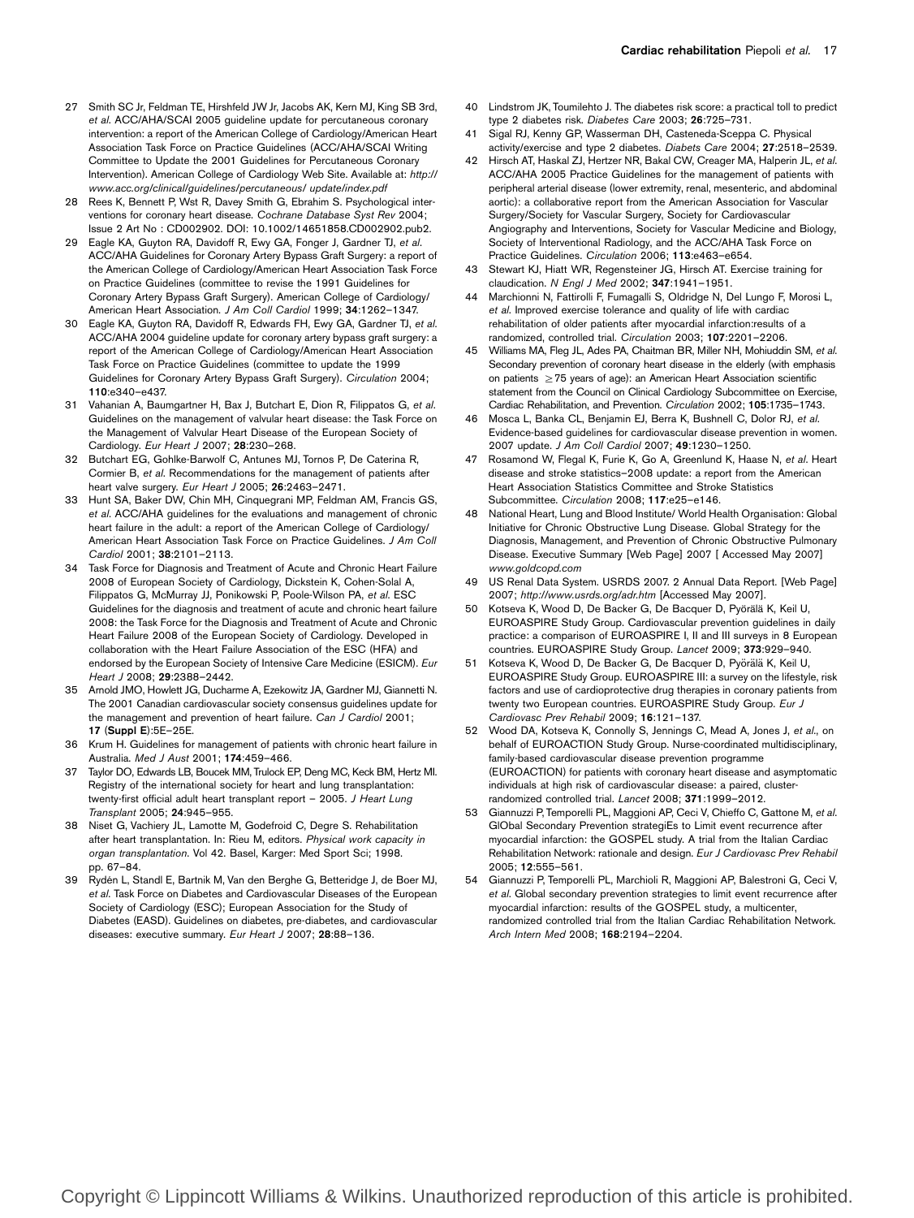27 Smith SC Jr, Feldman TE, Hirshfeld JW Jr, Jacobs AK, Kern MJ, King SB 3rd, *et al.* ACC/AHA/SCAI 2005 guideline update for percutaneous coronary intervention: a report of the American College of Cardiology/American Heart Association Task Force on Practice Guidelines (ACC/AHA/SCAI Writing Committee to Update the 2001 Guidelines for Percutaneous Coronary Intervention). American College of Cardiology Web Site. Available at: *http://www.acc.org/clinical/guidelines/percutaneous/ update/index.pdf*

28 Rees K, Bennett P, Wst R, Davey Smith G, Ebrahim S. Psychological interventions for coronary heart disease. *Cochrane Database Syst Rev* 2004; Issue 2 Art No : CD002902. DOI: 10.1002/14651858.CD002902.pub2.

29 Eagle KA, Guyton RA, Davidoff R, Ewy GA, Fonger J, Gardner TJ, *et al.* ACC/AHA Guidelines for Coronary Artery Bypass Graft Surgery: a report of the American College of Cardiology/American Heart Association Task Force on Practice Guidelines (committee to revise the 1991 Guidelines for Coronary Artery Bypass Graft Surgery). American College of Cardiology/ American Heart Association. *J Am Coll Cardiol* 1999; **34**:1262–1347.

30 Eagle KA, Guyton RA, Davidoff R, Edwards FH, Ewy GA, Gardner TJ, *et al.* ACC/AHA 2004 guideline update for coronary artery bypass graft surgery: a report of the American College of Cardiology/American Heart Association Task Force on Practice Guidelines (committee to update the 1999 Guidelines for Coronary Artery Bypass Graft Surgery). *Circulation* 2004; **110**:e340–e437.

31 Vahanian A, Baumgartner H, Bax J, Butchart E, Dion R, Filippatos G, *et al.* Guidelines on the management of valvular heart disease: the Task Force on the Management of Valvular Heart Disease of the European Society of Cardiology. *Eur Heart J* 2007; **28**:230–268.

32 Butchart EG, Gohlke-Barwolf C, Antunes MJ, Tornos P, De Caterina R, Cormier B, *et al.* Recommendations for the management of patients after heart valve surgery. *Eur Heart J* 2005; **26**:2463–2471.

33 Hunt SA, Baker DW, Chin MH, Cinquegrani MP, Feldman AM, Francis GS, *et al.* ACC/AHA guidelines for the evaluations and management of chronic heart failure in the adult: a report of the American College of Cardiology/ American Heart Association Task Force on Practice Guidelines. *J Am Coll Cardiol* 2001; **38**:2101–2113.

34 Task Force for Diagnosis and Treatment of Acute and Chronic Heart Failure 2008 of European Society of Cardiology, Dickstein K, Cohen-Solal A, Filippatos G, McMurray JJ, Ponikowski P, Poole-Wilson PA, *et al.* ESC Guidelines for the diagnosis and treatment of acute and chronic heart failure 2008: the Task Force for the Diagnosis and Treatment of Acute and Chronic Heart Failure 2008 of the European Society of Cardiology. Developed in collaboration with the Heart Failure Association of the ESC (HFA) and endorsed by the European Society of Intensive Care Medicine (ESICM). *Eur Heart J* 2008; **29**:2388–2442.

35 Arnold JMO, Howlett JG, Ducharme A, Ezekowitz JA, Gardner MJ, Giannetti N. The 2001 Canadian cardiovascular society consensus guidelines update for the management and prevention of heart failure. *Can J Cardiol* 2001; **17** (**Suppl E**):5E–25E.

36 Krum H. Guidelines for management of patients with chronic heart failure in Australia. *Med J Aust* 2001; **174**:459–466.

37 Taylor DO, Edwards LB, Boucek MM, Trulock EP, Deng MC, Keck BM, Hertz MI. Registry of the international society for heart and lung transplantation: twenty-first official adult heart transplant report – 2005. *J Heart Lung Transplant* 2005; **24**:945–955.

38 Niset G, Vachiery JL, Lamotte M, Godefroid C, Degre S. Rehabilitation after heart transplantation. In: Rieu M, editors. *Physical work capacity in organ transplantation.* Vol 42. Basel, Karger: Med Sport Sci; 1998. pp. 67–84.

39 Rydén L, Standl E, Bartnik M, Van den Berghe G, Betteridge J, de Boer MJ, *et al.* Task Force on Diabetes and Cardiovascular Diseases of the European Society of Cardiology (ESC); European Association for the Study of Diabetes (EASD). Guidelines on diabetes, pre-diabetes, and cardiovascular diseases: executive summary. *Eur Heart J* 2007; **28**:88–136.

40 Lindstrom JK, Toumilehto J. The diabetes risk score: a practical toll to predict type 2 diabetes risk. *Diabetes Care* 2003; **26**:725–731.

41 Sigal RJ, Kenny GP, Wasserman DH, Casteneda-Sceppa C. Physical activity/exercise and type 2 diabetes. *Diabets Care* 2004; **27**:2518–2539.

42 Hirsch AT, Haskal ZJ, Hertzer NR, Bakal CW, Creager MA, Halperin JL, *et al.* ACC/AHA 2005 Practice Guidelines for the management of patients with peripheral arterial disease (lower extremity, renal, mesenteric, and abdominal aortic): a collaborative report from the American Association for Vascular Surgery/Society for Vascular Surgery, Society for Cardiovascular Angiography and Interventions, Society for Vascular Medicine and Biology, Society of Interventional Radiology, and the ACC/AHA Task Force on Practice Guidelines. *Circulation* 2006; **113**:e463–e654.

43 Stewart KJ, Hiatt WR, Regensteiner JG, Hirsch AT. Exercise training for claudication. *N Engl J Med* 2002; **347**:1941–1951.

44 Marchionni N, Fattirolli F, Fumagalli S, Oldridge N, Del Lungo F, Morosi L, *et al.* Improved exercise tolerance and quality of life with cardiac rehabilitation of older patients after myocardial infarction:results of a randomized, controlled trial. *Circulation* 2003; **107**:2201–2206.

45 Williams MA, Fleg JL, Ades PA, Chaitman BR, Miller NH, Mohiuddin SM, *et al.* Secondary prevention of coronary heart disease in the elderly (with emphasis on patients $\geq$75 years of age): an American Heart Association scientific statement from the Council on Clinical Cardiology Subcommittee on Exercise, Cardiac Rehabilitation, and Prevention. *Circulation* 2002; **105**:1735–1743.

46 Mosca L, Banka CL, Benjamin EJ, Berra K, Bushnell C, Dolor RJ, *et al.* Evidence-based guidelines for cardiovascular disease prevention in women. 2007 update. *J Am Coll Cardiol* 2007; **49**:1230–1250.

47 Rosamond W, Flegal K, Furie K, Go A, Greenlund K, Haase N, *et al.* Heart disease and stroke statistics–2008 update: a report from the American Heart Association Statistics Committee and Stroke Statistics Subcommittee. *Circulation* 2008; **117**:e25–e146.

48 National Heart, Lung and Blood Institute/ World Health Organisation: Global Initiative for Chronic Obstructive Lung Disease. Global Strategy for the Diagnosis, Management, and Prevention of Chronic Obstructive Pulmonary Disease. Executive Summary [Web Page] 2007 [ Accessed May 2007] *www.goldcopd.com*

49 US Renal Data System. USRDS 2007. 2 Annual Data Report. [Web Page] 2007; *http://www.usrds.org/adr.htm* [Accessed May 2007].

50 Kotseva K, Wood D, De Backer G, De Bacquer D, Pyörälä K, Keil U, EUROASPIRE Study Group. Cardiovascular prevention guidelines in daily practice: a comparison of EUROASPIRE I, II and III surveys in 8 European countries. EUROASPIRE Study Group. *Lancet* 2009; **373**:929–940.

51 Kotseva K, Wood D, De Backer G, De Bacquer D, Pyörälä K, Keil U, EUROASPIRE Study Group. EUROASPIRE III: a survey on the lifestyle, risk factors and use of cardioprotective drug therapies in coronary patients from twenty two European countries. EUROASPIRE Study Group. *Eur J Cardiovasc Prev Rehabil* 2009; **16**:121–137.

52 Wood DA, Kotseva K, Connolly S, Jennings C, Mead A, Jones J, *et al.*, on behalf of EUROACTION Study Group. Nurse-coordinated multidisciplinary, family-based cardiovascular disease prevention programme (EUROACTION) for patients with coronary heart disease and asymptomatic individuals at high risk of cardiovascular disease: a paired, cluster-randomized controlled trial. *Lancet* 2008; **371**:1999–2012.

53 Giannuzzi P, Temporelli PL, Maggioni AP, Ceci V, Chieffo C, Gattone M, *et al.* GIObal Secondary Prevention strategiEs to Limit event recurrence after myocardial infarction: the GOSPEL study. A trial from the Italian Cardiac Rehabilitation Network: rationale and design. *Eur J Cardiovasc Prev Rehabil* 2005; **12**:555–561.

54 Giannuzzi P, Temporelli PL, Marchioli R, Maggioni AP, Balestroni G, Ceci V, *et al.* Global secondary prevention strategies to limit event recurrence after myocardial infarction: results of the GOSPEL study, a multicenter, randomized controlled trial from the Italian Cardiac Rehabilitation Network. *Arch Intern Med* 2008; **168**:2194–2204.

Copyright © Lippincott Williams & Wilkins. Unauthorized reproduction of this article is prohibited.